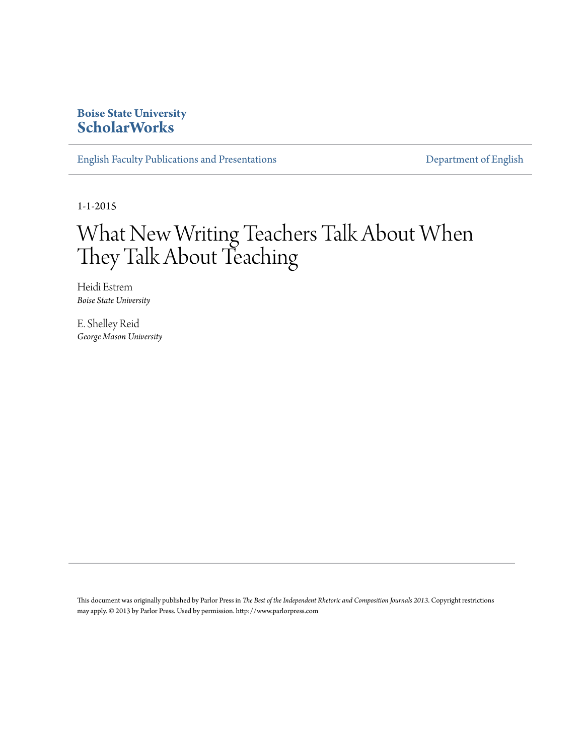Boise State University
**ScholarWorks**

English Faculty Publications and Presentations | Department of English

1-1-2015

# What New Writing Teachers Talk About When They Talk About Teaching

Heidi Estrem
*Boise State University*

E. Shelley Reid
*George Mason University*

This document was originally published by Parlor Press in *The Best of the Independent Rhetoric and Composition Journals 2013*. Copyright restrictions may apply. © 2013 by Parlor Press. Used by permission. http://www.parlorpress.com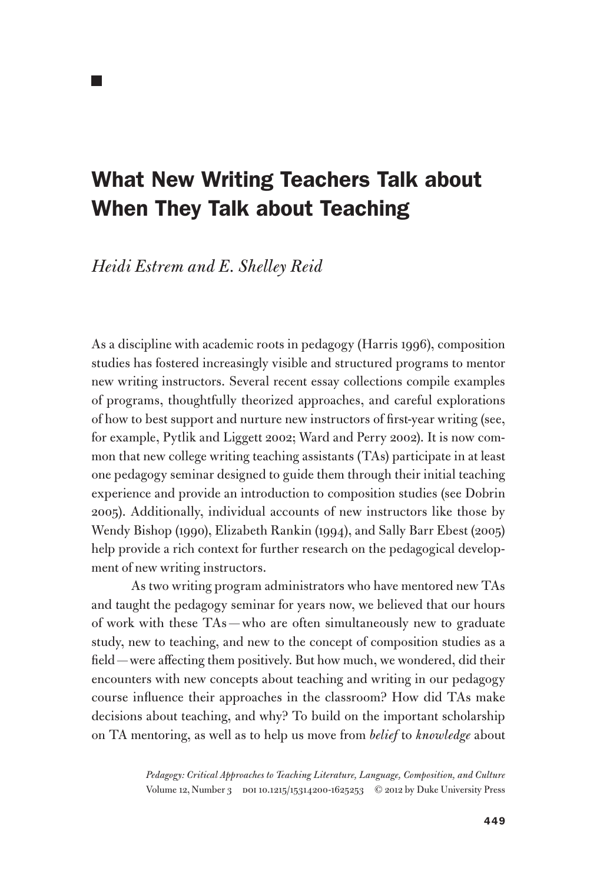# What New Writing Teachers Talk about When They Talk about Teaching

*Heidi Estrem and E. Shelley Reid*

As a discipline with academic roots in pedagogy (Harris 1996), composition studies has fostered increasingly visible and structured programs to mentor new writing instructors. Several recent essay collections compile examples of programs, thoughtfully theorized approaches, and careful explorations of how to best support and nurture new instructors of first-year writing (see, for example, Pytlik and Liggett 2002; Ward and Perry 2002). It is now common that new college writing teaching assistants (TAs) participate in at least one pedagogy seminar designed to guide them through their initial teaching experience and provide an introduction to composition studies (see Dobrin 2005). Additionally, individual accounts of new instructors like those by Wendy Bishop (1990), Elizabeth Rankin (1994), and Sally Barr Ebest (2005) help provide a rich context for further research on the pedagogical development of new writing instructors.

As two writing program administrators who have mentored new TAs and taught the pedagogy seminar for years now, we believed that our hours of work with these TAs—who are often simultaneously new to graduate study, new to teaching, and new to the concept of composition studies as a field—were affecting them positively. But how much, we wondered, did their encounters with new concepts about teaching and writing in our pedagogy course influence their approaches in the classroom? How did TAs make decisions about teaching, and why? To build on the important scholarship on TA mentoring, as well as to help us move from *belief* to *knowledge* about

*Pedagogy: Critical Approaches to Teaching Literature, Language, Composition, and Culture*
Volume 12, Number 3 DOI 10.1215/15314200-1625253 © 2012 by Duke University Press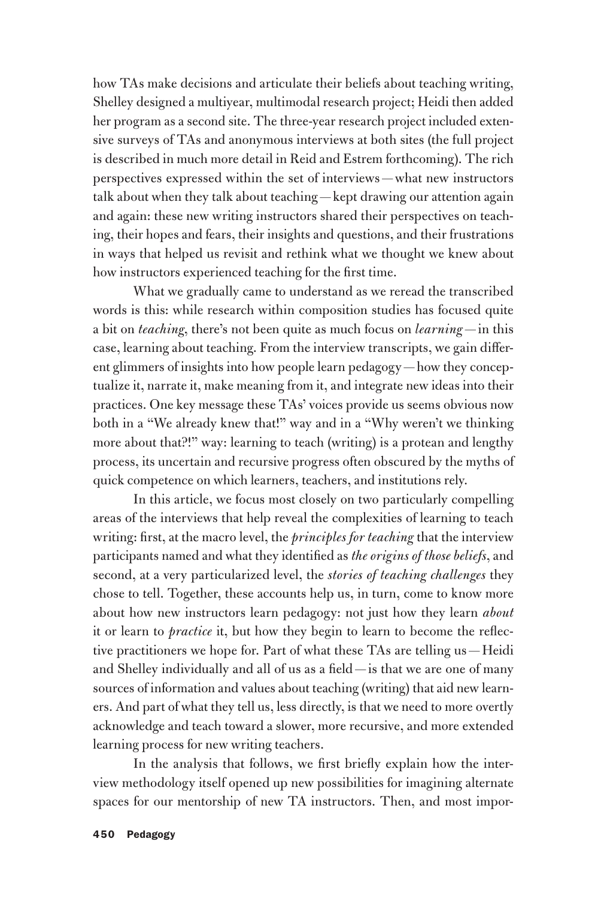how TAs make decisions and articulate their beliefs about teaching writing, Shelley designed a multiyear, multimodal research project; Heidi then added her program as a second site. The three-year research project included extensive surveys of TAs and anonymous interviews at both sites (the full project is described in much more detail in Reid and Estrem forthcoming). The rich perspectives expressed within the set of interviews — what new instructors talk about when they talk about teaching — kept drawing our attention again and again: these new writing instructors shared their perspectives on teaching, their hopes and fears, their insights and questions, and their frustrations in ways that helped us revisit and rethink what we thought we knew about how instructors experienced teaching for the first time.

What we gradually came to understand as we reread the transcribed words is this: while research within composition studies has focused quite a bit on *teaching*, there's not been quite as much focus on *learning* — in this case, learning about teaching. From the interview transcripts, we gain different glimmers of insights into how people learn pedagogy — how they conceptualize it, narrate it, make meaning from it, and integrate new ideas into their practices. One key message these TAs' voices provide us seems obvious now both in a "We already knew that!" way and in a "Why weren't we thinking more about that?!" way: learning to teach (writing) is a protean and lengthy process, its uncertain and recursive progress often obscured by the myths of quick competence on which learners, teachers, and institutions rely.

In this article, we focus most closely on two particularly compelling areas of the interviews that help reveal the complexities of learning to teach writing: first, at the macro level, the *principles for teaching* that the interview participants named and what they identified as *the origins of those beliefs*, and second, at a very particularized level, the *stories of teaching challenges* they chose to tell. Together, these accounts help us, in turn, come to know more about how new instructors learn pedagogy: not just how they learn *about* it or learn to *practice* it, but how they begin to learn to become the reflective practitioners we hope for. Part of what these TAs are telling us — Heidi and Shelley individually and all of us as a field — is that we are one of many sources of information and values about teaching (writing) that aid new learners. And part of what they tell us, less directly, is that we need to more overtly acknowledge and teach toward a slower, more recursive, and more extended learning process for new writing teachers.

In the analysis that follows, we first briefly explain how the interview methodology itself opened up new possibilities for imagining alternate spaces for our mentorship of new TA instructors. Then, and most impor-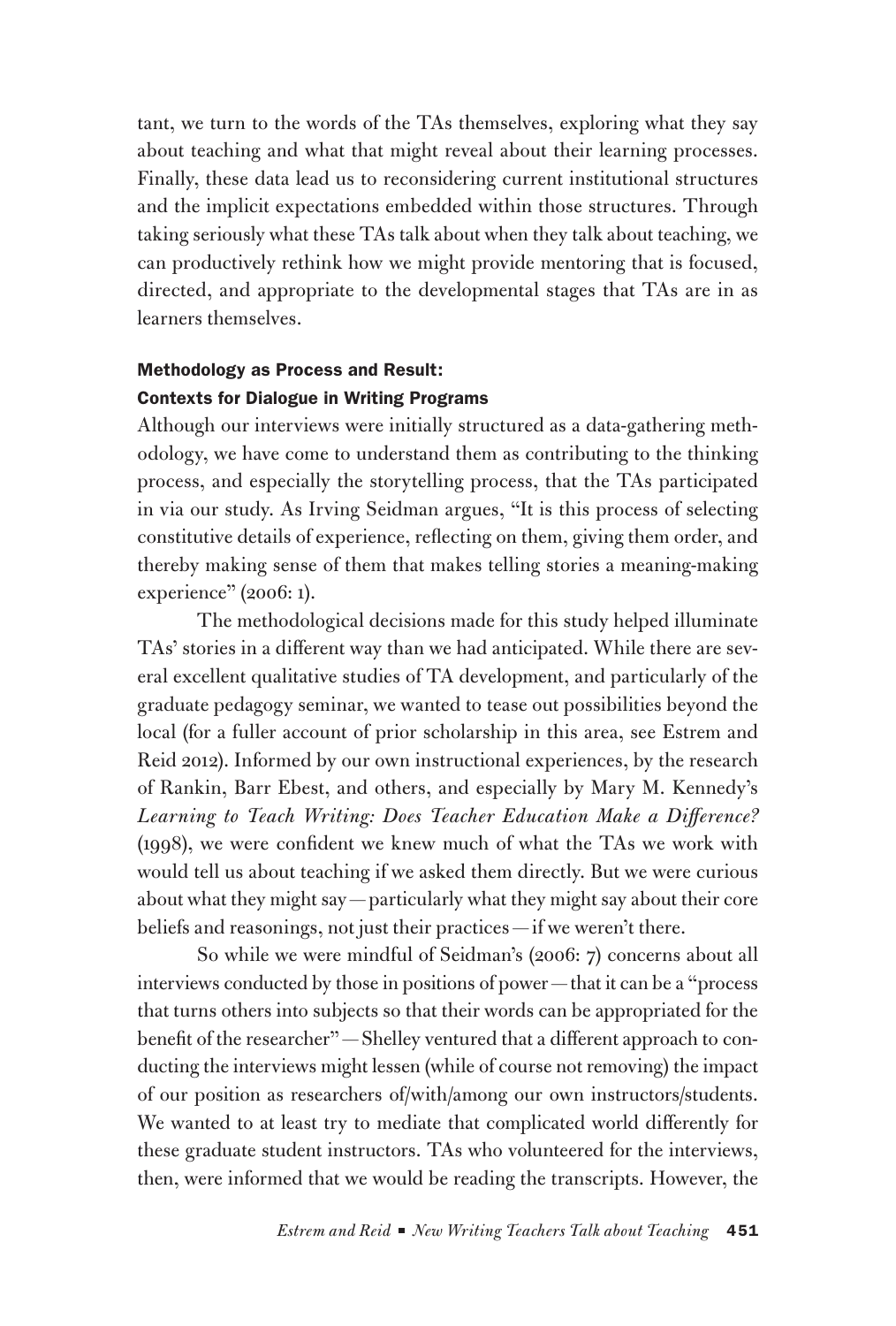tant, we turn to the words of the TAs themselves, exploring what they say about teaching and what that might reveal about their learning processes. Finally, these data lead us to reconsidering current institutional structures and the implicit expectations embedded within those structures. Through taking seriously what these TAs talk about when they talk about teaching, we can productively rethink how we might provide mentoring that is focused, directed, and appropriate to the developmental stages that TAs are in as learners themselves.

## Methodology as Process and Result: Contexts for Dialogue in Writing Programs

Although our interviews were initially structured as a data-gathering methodology, we have come to understand them as contributing to the thinking process, and especially the storytelling process, that the TAs participated in via our study. As Irving Seidman argues, "It is this process of selecting constitutive details of experience, reflecting on them, giving them order, and thereby making sense of them that makes telling stories a meaning-making experience" (2006: 1).

The methodological decisions made for this study helped illuminate TAs' stories in a different way than we had anticipated. While there are several excellent qualitative studies of TA development, and particularly of the graduate pedagogy seminar, we wanted to tease out possibilities beyond the local (for a fuller account of prior scholarship in this area, see Estrem and Reid 2012). Informed by our own instructional experiences, by the research of Rankin, Barr Ebest, and others, and especially by Mary M. Kennedy's *Learning to Teach Writing: Does Teacher Education Make a Difference?* (1998), we were confident we knew much of what the TAs we work with would tell us about teaching if we asked them directly. But we were curious about what they might say — particularly what they might say about their core beliefs and reasonings, not just their practices — if we weren't there.

So while we were mindful of Seidman's (2006: 7) concerns about all interviews conducted by those in positions of power — that it can be a "process that turns others into subjects so that their words can be appropriated for the benefit of the researcher" — Shelley ventured that a different approach to conducting the interviews might lessen (while of course not removing) the impact of our position as researchers of/with/among our own instructors/students. We wanted to at least try to mediate that complicated world differently for these graduate student instructors. TAs who volunteered for the interviews, then, were informed that we would be reading the transcripts. However, the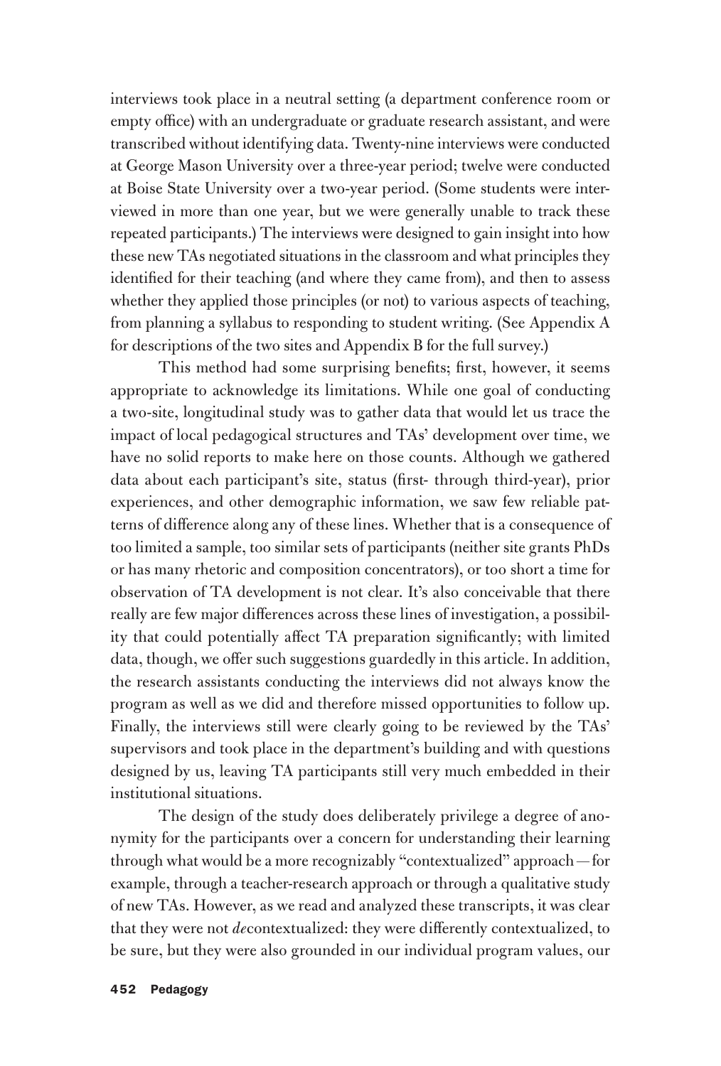interviews took place in a neutral setting (a department conference room or empty office) with an undergraduate or graduate research assistant, and were transcribed without identifying data. Twenty-nine interviews were conducted at George Mason University over a three-year period; twelve were conducted at Boise State University over a two-year period. (Some students were interviewed in more than one year, but we were generally unable to track these repeated participants.) The interviews were designed to gain insight into how these new TAs negotiated situations in the classroom and what principles they identified for their teaching (and where they came from), and then to assess whether they applied those principles (or not) to various aspects of teaching, from planning a syllabus to responding to student writing. (See Appendix A for descriptions of the two sites and Appendix B for the full survey.)

This method had some surprising benefits; first, however, it seems appropriate to acknowledge its limitations. While one goal of conducting a two-site, longitudinal study was to gather data that would let us trace the impact of local pedagogical structures and TAs' development over time, we have no solid reports to make here on those counts. Although we gathered data about each participant's site, status (first- through third-year), prior experiences, and other demographic information, we saw few reliable patterns of difference along any of these lines. Whether that is a consequence of too limited a sample, too similar sets of participants (neither site grants PhDs or has many rhetoric and composition concentrators), or too short a time for observation of TA development is not clear. It's also conceivable that there really are few major differences across these lines of investigation, a possibility that could potentially affect TA preparation significantly; with limited data, though, we offer such suggestions guardedly in this article. In addition, the research assistants conducting the interviews did not always know the program as well as we did and therefore missed opportunities to follow up. Finally, the interviews still were clearly going to be reviewed by the TAs' supervisors and took place in the department's building and with questions designed by us, leaving TA participants still very much embedded in their institutional situations.

The design of the study does deliberately privilege a degree of anonymity for the participants over a concern for understanding their learning through what would be a more recognizably "contextualized" approach—for example, through a teacher-research approach or through a qualitative study of new TAs. However, as we read and analyzed these transcripts, it was clear that they were not *de*contextualized: they were differently contextualized, to be sure, but they were also grounded in our individual program values, our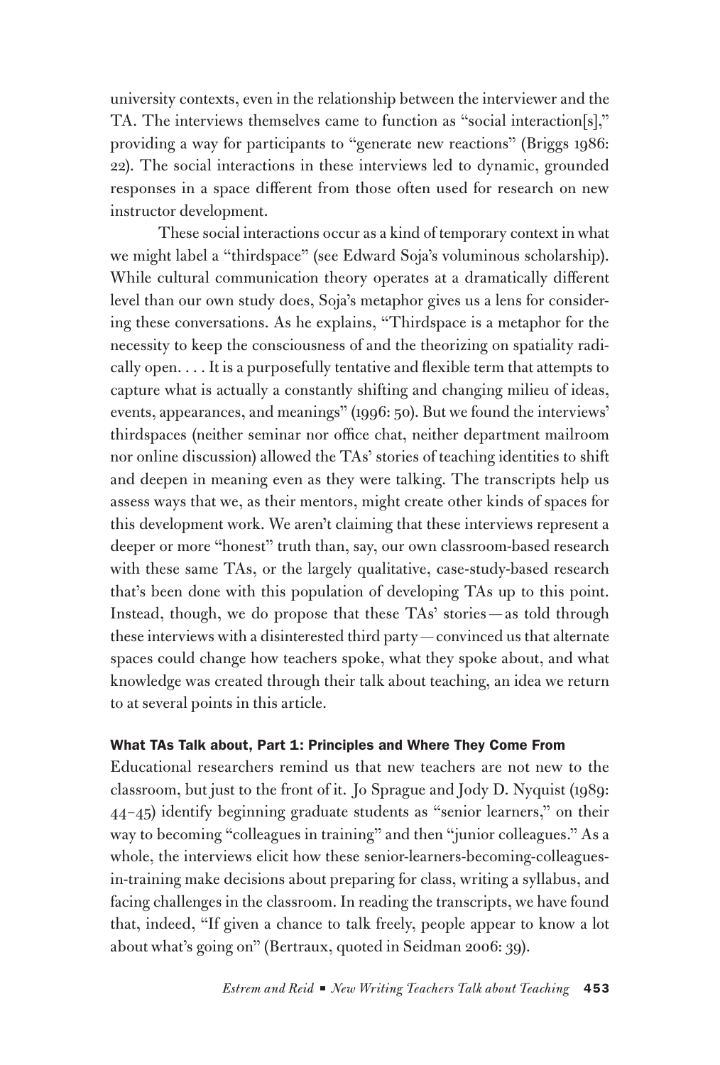university contexts, even in the relationship between the interviewer and the TA. The interviews themselves came to function as "social interaction[s]," providing a way for participants to "generate new reactions" (Briggs 1986: 22). The social interactions in these interviews led to dynamic, grounded responses in a space different from those often used for research on new instructor development.

These social interactions occur as a kind of temporary context in what we might label a "thirdspace" (see Edward Soja's voluminous scholarship). While cultural communication theory operates at a dramatically different level than our own study does, Soja's metaphor gives us a lens for considering these conversations. As he explains, "Thirdspace is a metaphor for the necessity to keep the consciousness of and the theorizing on spatiality radically open. . . . It is a purposefully tentative and flexible term that attempts to capture what is actually a constantly shifting and changing milieu of ideas, events, appearances, and meanings" (1996: 50). But we found the interviews' thirdspaces (neither seminar nor office chat, neither department mailroom nor online discussion) allowed the TAs' stories of teaching identities to shift and deepen in meaning even as they were talking. The transcripts help us assess ways that we, as their mentors, might create other kinds of spaces for this development work. We aren't claiming that these interviews represent a deeper or more "honest" truth than, say, our own classroom-based research with these same TAs, or the largely qualitative, case-study-based research that's been done with this population of developing TAs up to this point. Instead, though, we do propose that these TAs' stories — as told through these interviews with a disinterested third party — convinced us that alternate spaces could change how teachers spoke, what they spoke about, and what knowledge was created through their talk about teaching, an idea we return to at several points in this article.

### What TAs Talk about, Part 1: Principles and Where They Come From

Educational researchers remind us that new teachers are not new to the classroom, but just to the front of it. Jo Sprague and Jody D. Nyquist (1989: 44–45) identify beginning graduate students as "senior learners," on their way to becoming "colleagues in training" and then "junior colleagues." As a whole, the interviews elicit how these senior-learners-becoming-colleagues-in-training make decisions about preparing for class, writing a syllabus, and facing challenges in the classroom. In reading the transcripts, we have found that, indeed, "If given a chance to talk freely, people appear to know a lot about what's going on" (Bertraux, quoted in Seidman 2006: 39).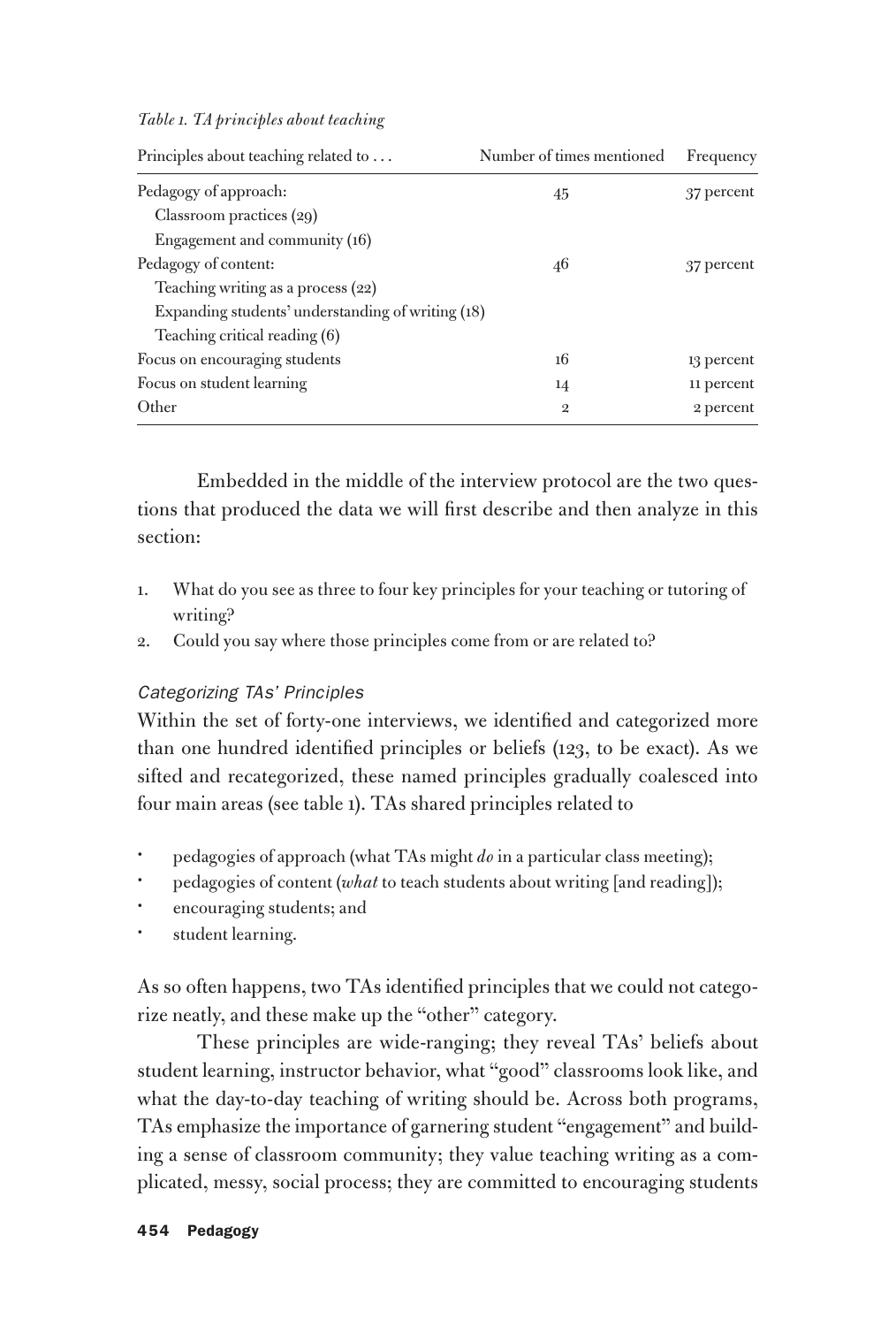*Table 1. TA principles about teaching*

| Principles about teaching related to . . . | Number of times mentioned | Frequency |
|---|---|---|
| Pedagogy of approach: | 45 | 37 percent |
| Classroom practices (29) | | |
| Engagement and community (16) | | |
| Pedagogy of content: | 46 | 37 percent |
| Teaching writing as a process (22) | | |
| Expanding students' understanding of writing (18) | | |
| Teaching critical reading (6) | | |
| Focus on encouraging students | 16 | 13 percent |
| Focus on student learning | 14 | 11 percent |
| Other | 2 | 2 percent |

Embedded in the middle of the interview protocol are the two questions that produced the data we will first describe and then analyze in this section:

1. What do you see as three to four key principles for your teaching or tutoring of writing?
2. Could you say where those principles come from or are related to?

### *Categorizing TAs' Principles*

Within the set of forty-one interviews, we identified and categorized more than one hundred identified principles or beliefs (123, to be exact). As we sifted and recategorized, these named principles gradually coalesced into four main areas (see table 1). TAs shared principles related to

- pedagogies of approach (what TAs might *do* in a particular class meeting);
- pedagogies of content (*what* to teach students about writing [and reading]);
- encouraging students; and
- student learning.

As so often happens, two TAs identified principles that we could not categorize neatly, and these make up the "other" category.

These principles are wide-ranging; they reveal TAs' beliefs about student learning, instructor behavior, what "good" classrooms look like, and what the day-to-day teaching of writing should be. Across both programs, TAs emphasize the importance of garnering student "engagement" and building a sense of classroom community; they value teaching writing as a complicated, messy, social process; they are committed to encouraging students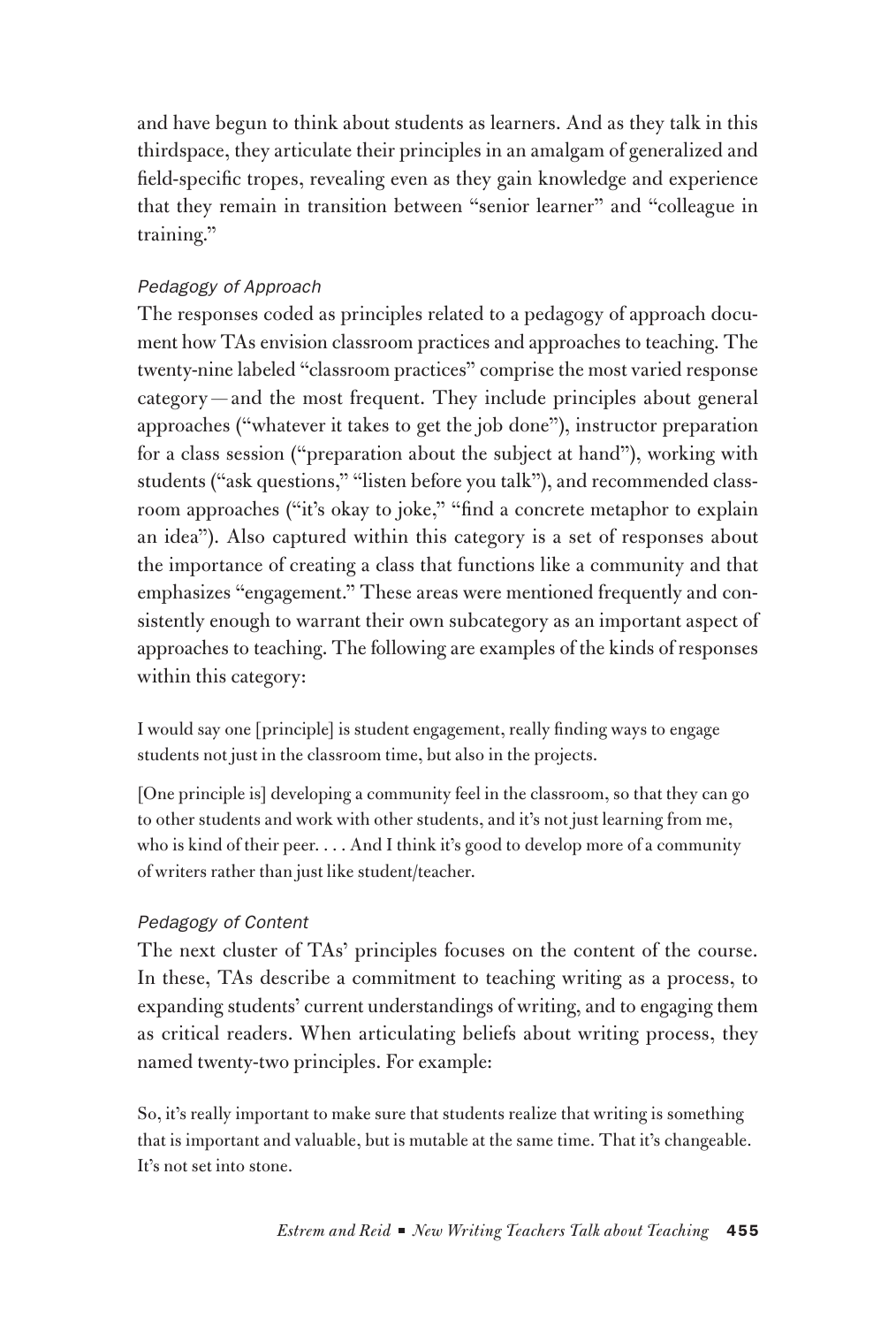and have begun to think about students as learners. And as they talk in this thirdspace, they articulate their principles in an amalgam of generalized and field-specific tropes, revealing even as they gain knowledge and experience that they remain in transition between "senior learner" and "colleague in training."

### *Pedagogy of Approach*

The responses coded as principles related to a pedagogy of approach document how TAs envision classroom practices and approaches to teaching. The twenty-nine labeled "classroom practices" comprise the most varied response category—and the most frequent. They include principles about general approaches ("whatever it takes to get the job done"), instructor preparation for a class session ("preparation about the subject at hand"), working with students ("ask questions," "listen before you talk"), and recommended classroom approaches ("it's okay to joke," "find a concrete metaphor to explain an idea"). Also captured within this category is a set of responses about the importance of creating a class that functions like a community and that emphasizes "engagement." These areas were mentioned frequently and consistently enough to warrant their own subcategory as an important aspect of approaches to teaching. The following are examples of the kinds of responses within this category:

> I would say one [principle] is student engagement, really finding ways to engage students not just in the classroom time, but also in the projects.

> [One principle is] developing a community feel in the classroom, so that they can go to other students and work with other students, and it's not just learning from me, who is kind of their peer. . . . And I think it's good to develop more of a community of writers rather than just like student/teacher.

### *Pedagogy of Content*

The next cluster of TAs' principles focuses on the content of the course. In these, TAs describe a commitment to teaching writing as a process, to expanding students' current understandings of writing, and to engaging them as critical readers. When articulating beliefs about writing process, they named twenty-two principles. For example:

> So, it's really important to make sure that students realize that writing is something that is important and valuable, but is mutable at the same time. That it's changeable. It's not set into stone.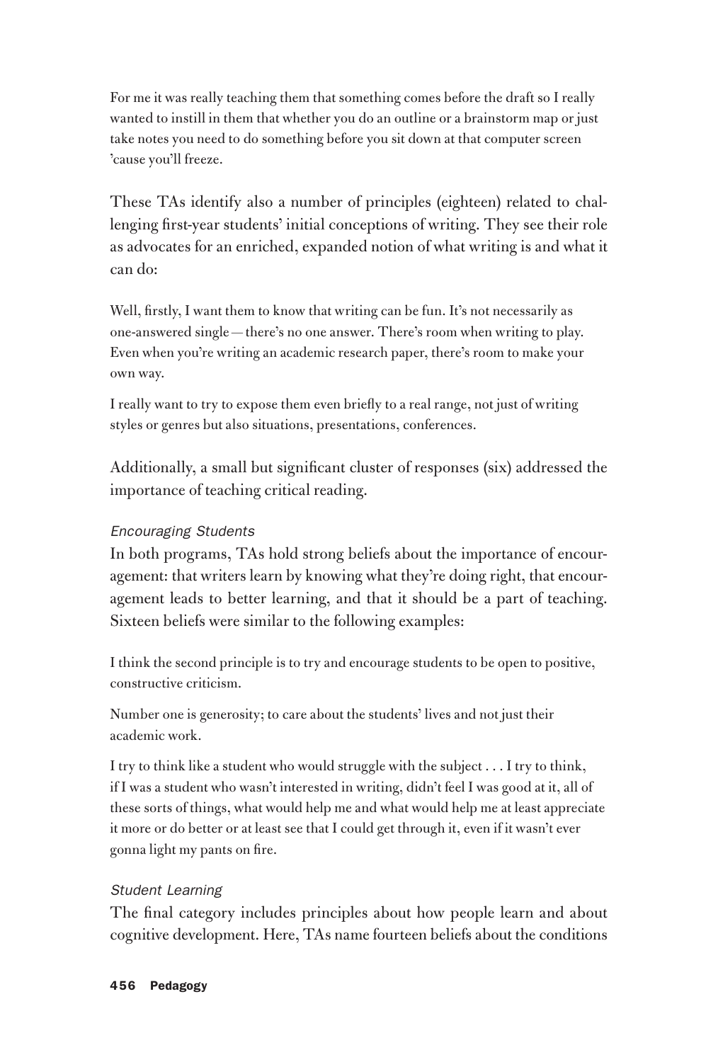For me it was really teaching them that something comes before the draft so I really wanted to instill in them that whether you do an outline or a brainstorm map or just take notes you need to do something before you sit down at that computer screen 'cause you'll freeze.

These TAs identify also a number of principles (eighteen) related to challenging first-year students' initial conceptions of writing. They see their role as advocates for an enriched, expanded notion of what writing is and what it can do:

Well, firstly, I want them to know that writing can be fun. It's not necessarily as one-answered single — there's no one answer. There's room when writing to play. Even when you're writing an academic research paper, there's room to make your own way.

I really want to try to expose them even briefly to a real range, not just of writing styles or genres but also situations, presentations, conferences.

Additionally, a small but significant cluster of responses (six) addressed the importance of teaching critical reading.

### *Encouraging Students*

In both programs, TAs hold strong beliefs about the importance of encouragement: that writers learn by knowing what they're doing right, that encouragement leads to better learning, and that it should be a part of teaching. Sixteen beliefs were similar to the following examples:

I think the second principle is to try and encourage students to be open to positive, constructive criticism.

Number one is generosity; to care about the students' lives and not just their academic work.

I try to think like a student who would struggle with the subject . . . I try to think, if I was a student who wasn't interested in writing, didn't feel I was good at it, all of these sorts of things, what would help me and what would help me at least appreciate it more or do better or at least see that I could get through it, even if it wasn't ever gonna light my pants on fire.

### *Student Learning*

The final category includes principles about how people learn and about cognitive development. Here, TAs name fourteen beliefs about the conditions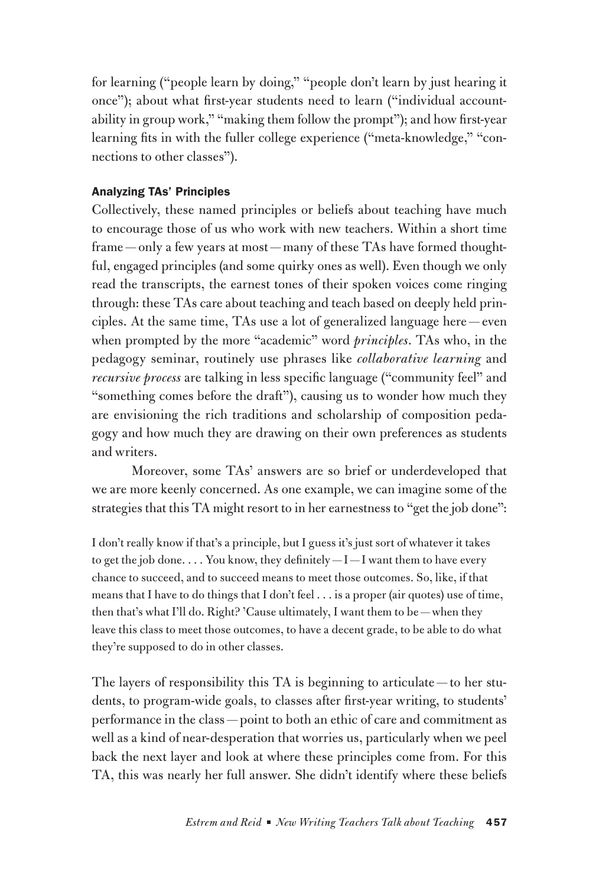for learning ("people learn by doing," "people don't learn by just hearing it once"); about what first-year students need to learn ("individual accountability in group work," "making them follow the prompt"); and how first-year learning fits in with the fuller college experience ("meta-knowledge," "connections to other classes").

### Analyzing TAs' Principles

Collectively, these named principles or beliefs about teaching have much to encourage those of us who work with new teachers. Within a short time frame — only a few years at most — many of these TAs have formed thoughtful, engaged principles (and some quirky ones as well). Even though we only read the transcripts, the earnest tones of their spoken voices come ringing through: these TAs care about teaching and teach based on deeply held principles. At the same time, TAs use a lot of generalized language here — even when prompted by the more "academic" word *principles*. TAs who, in the pedagogy seminar, routinely use phrases like *collaborative learning* and *recursive process* are talking in less specific language ("community feel" and "something comes before the draft"), causing us to wonder how much they are envisioning the rich traditions and scholarship of composition pedagogy and how much they are drawing on their own preferences as students and writers.

Moreover, some TAs' answers are so brief or underdeveloped that we are more keenly concerned. As one example, we can imagine some of the strategies that this TA might resort to in her earnestness to "get the job done":

> I don't really know if that's a principle, but I guess it's just sort of whatever it takes to get the job done. . . . You know, they definitely — I — I want them to have every chance to succeed, and to succeed means to meet those outcomes. So, like, if that means that I have to do things that I don't feel . . . is a proper (air quotes) use of time, then that's what I'll do. Right? 'Cause ultimately, I want them to be — when they leave this class to meet those outcomes, to have a decent grade, to be able to do what they're supposed to do in other classes.

The layers of responsibility this TA is beginning to articulate — to her students, to program-wide goals, to classes after first-year writing, to students' performance in the class — point to both an ethic of care and commitment as well as a kind of near-desperation that worries us, particularly when we peel back the next layer and look at where these principles come from. For this TA, this was nearly her full answer. She didn't identify where these beliefs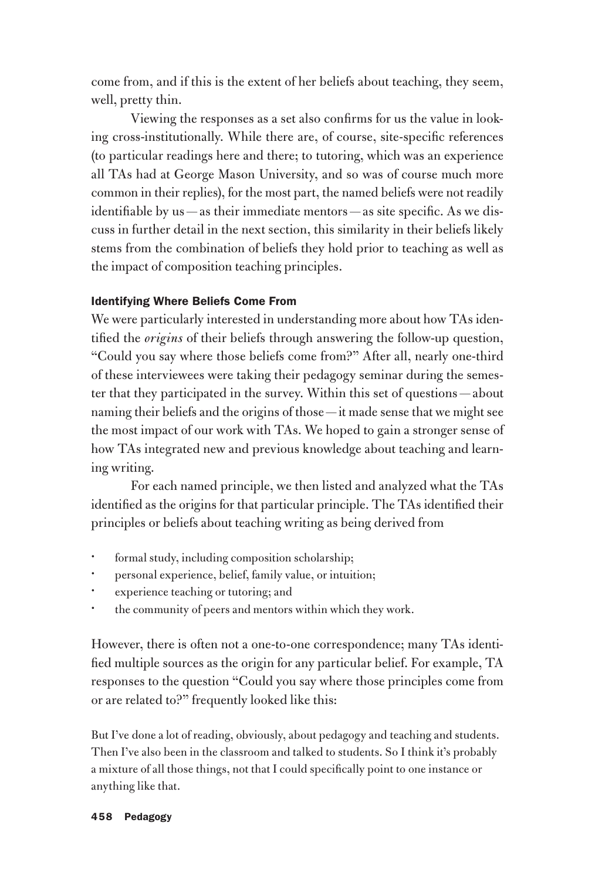come from, and if this is the extent of her beliefs about teaching, they seem, well, pretty thin.

Viewing the responses as a set also confirms for us the value in looking cross-institutionally. While there are, of course, site-specific references (to particular readings here and there; to tutoring, which was an experience all TAs had at George Mason University, and so was of course much more common in their replies), for the most part, the named beliefs were not readily identifiable by us — as their immediate mentors — as site specific. As we discuss in further detail in the next section, this similarity in their beliefs likely stems from the combination of beliefs they hold prior to teaching as well as the impact of composition teaching principles.

### Identifying Where Beliefs Come From

We were particularly interested in understanding more about how TAs identified the *origins* of their beliefs through answering the follow-up question, "Could you say where those beliefs come from?" After all, nearly one-third of these interviewees were taking their pedagogy seminar during the semester that they participated in the survey. Within this set of questions — about naming their beliefs and the origins of those — it made sense that we might see the most impact of our work with TAs. We hoped to gain a stronger sense of how TAs integrated new and previous knowledge about teaching and learning writing.

For each named principle, we then listed and analyzed what the TAs identified as the origins for that particular principle. The TAs identified their principles or beliefs about teaching writing as being derived from

- formal study, including composition scholarship;
- personal experience, belief, family value, or intuition;
- experience teaching or tutoring; and
- the community of peers and mentors within which they work.

However, there is often not a one-to-one correspondence; many TAs identified multiple sources as the origin for any particular belief. For example, TA responses to the question "Could you say where those principles come from or are related to?" frequently looked like this:

> But I've done a lot of reading, obviously, about pedagogy and teaching and students. Then I've also been in the classroom and talked to students. So I think it's probably a mixture of all those things, not that I could specifically point to one instance or anything like that.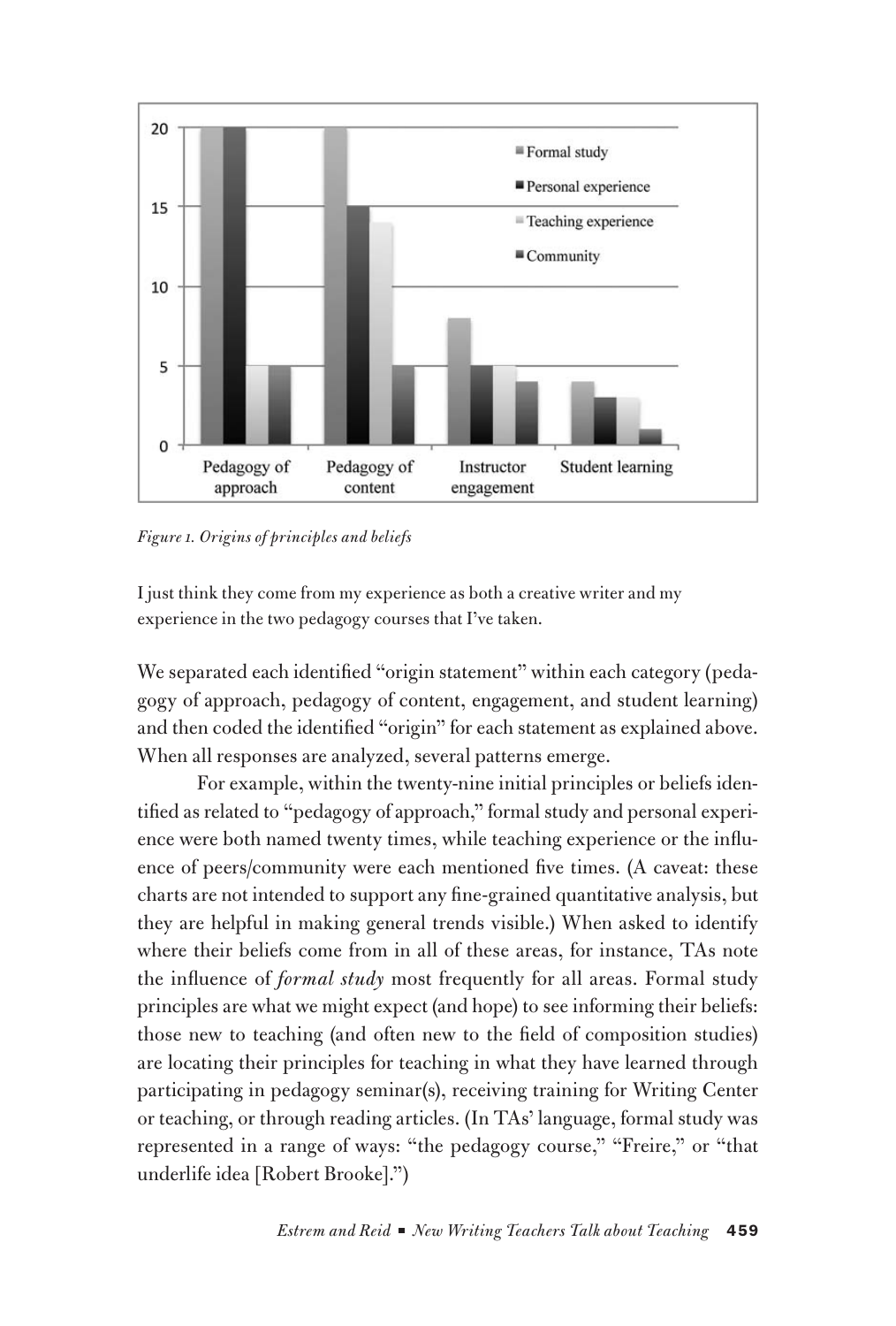*Figure 1. Origins of principles and beliefs*

I just think they come from my experience as both a creative writer and my experience in the two pedagogy courses that I've taken.

We separated each identified "origin statement" within each category (pedagogy of approach, pedagogy of content, engagement, and student learning) and then coded the identified "origin" for each statement as explained above. When all responses are analyzed, several patterns emerge.

For example, within the twenty-nine initial principles or beliefs identified as related to "pedagogy of approach," formal study and personal experience were both named twenty times, while teaching experience or the influence of peers/community were each mentioned five times. (A caveat: these charts are not intended to support any fine-grained quantitative analysis, but they are helpful in making general trends visible.) When asked to identify where their beliefs come from in all of these areas, for instance, TAs note the influence of *formal study* most frequently for all areas. Formal study principles are what we might expect (and hope) to see informing their beliefs: those new to teaching (and often new to the field of composition studies) are locating their principles for teaching in what they have learned through participating in pedagogy seminar(s), receiving training for Writing Center or teaching, or through reading articles. (In TAs' language, formal study was represented in a range of ways: "the pedagogy course," "Freire," or "that underlife idea [Robert Brooke].")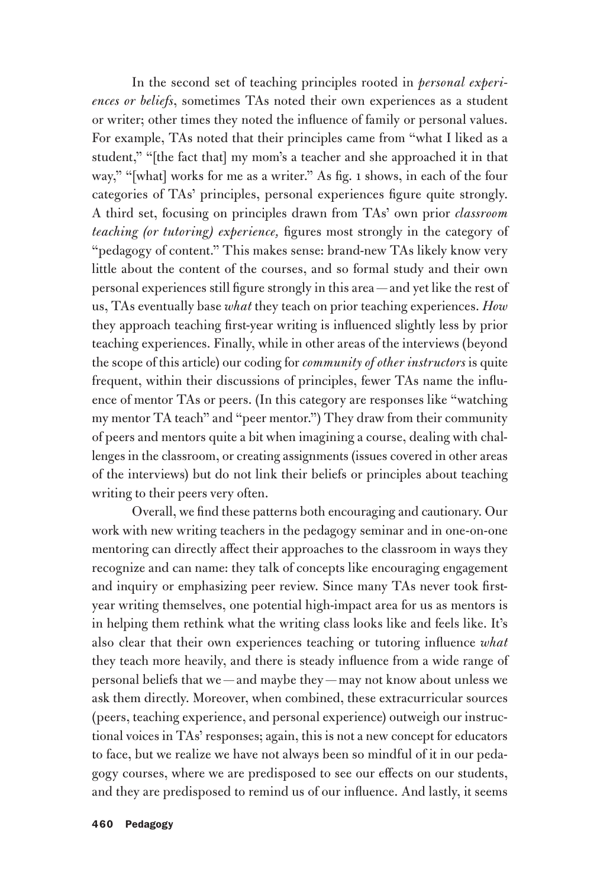In the second set of teaching principles rooted in *personal experiences or beliefs*, sometimes TAs noted their own experiences as a student or writer; other times they noted the influence of family or personal values. For example, TAs noted that their principles came from "what I liked as a student," "[the fact that] my mom's a teacher and she approached it in that way," "[what] works for me as a writer." As fig. 1 shows, in each of the four categories of TAs' principles, personal experiences figure quite strongly. A third set, focusing on principles drawn from TAs' own prior *classroom teaching (or tutoring) experience,* figures most strongly in the category of "pedagogy of content." This makes sense: brand-new TAs likely know very little about the content of the courses, and so formal study and their own personal experiences still figure strongly in this area — and yet like the rest of us, TAs eventually base *what* they teach on prior teaching experiences. *How* they approach teaching first-year writing is influenced slightly less by prior teaching experiences. Finally, while in other areas of the interviews (beyond the scope of this article) our coding for *community of other instructors* is quite frequent, within their discussions of principles, fewer TAs name the influence of mentor TAs or peers. (In this category are responses like "watching my mentor TA teach" and "peer mentor.") They draw from their community of peers and mentors quite a bit when imagining a course, dealing with challenges in the classroom, or creating assignments (issues covered in other areas of the interviews) but do not link their beliefs or principles about teaching writing to their peers very often.

Overall, we find these patterns both encouraging and cautionary. Our work with new writing teachers in the pedagogy seminar and in one-on-one mentoring can directly affect their approaches to the classroom in ways they recognize and can name: they talk of concepts like encouraging engagement and inquiry or emphasizing peer review. Since many TAs never took first-year writing themselves, one potential high-impact area for us as mentors is in helping them rethink what the writing class looks like and feels like. It's also clear that their own experiences teaching or tutoring influence *what* they teach more heavily, and there is steady influence from a wide range of personal beliefs that we — and maybe they — may not know about unless we ask them directly. Moreover, when combined, these extracurricular sources (peers, teaching experience, and personal experience) outweigh our instructional voices in TAs' responses; again, this is not a new concept for educators to face, but we realize we have not always been so mindful of it in our pedagogy courses, where we are predisposed to see our effects on our students, and they are predisposed to remind us of our influence. And lastly, it seems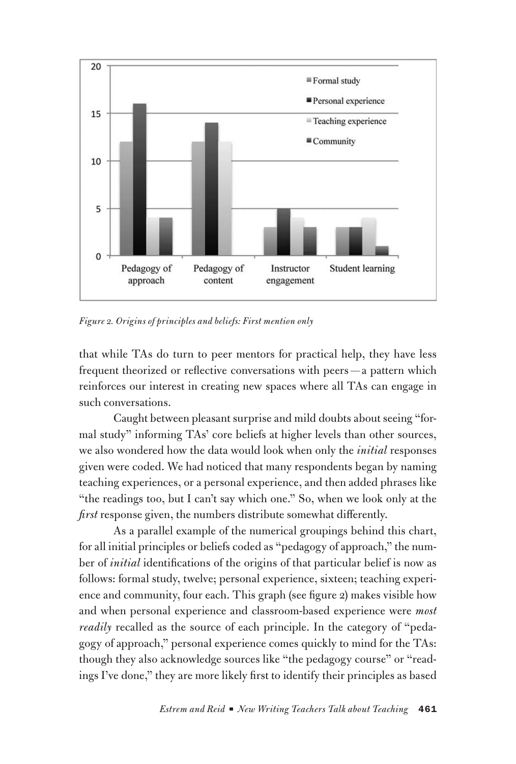*Figure 2. Origins of principles and beliefs: First mention only*

that while TAs do turn to peer mentors for practical help, they have less frequent theorized or reflective conversations with peers—a pattern which reinforces our interest in creating new spaces where all TAs can engage in such conversations.

Caught between pleasant surprise and mild doubts about seeing "formal study" informing TAs' core beliefs at higher levels than other sources, we also wondered how the data would look when only the *initial* responses given were coded. We had noticed that many respondents began by naming teaching experiences, or a personal experience, and then added phrases like "the readings too, but I can't say which one." So, when we look only at the *first* response given, the numbers distribute somewhat differently.

As a parallel example of the numerical groupings behind this chart, for all initial principles or beliefs coded as "pedagogy of approach," the number of *initial* identifications of the origins of that particular belief is now as follows: formal study, twelve; personal experience, sixteen; teaching experience and community, four each. This graph (see figure 2) makes visible how and when personal experience and classroom-based experience were *most readily* recalled as the source of each principle. In the category of "pedagogy of approach," personal experience comes quickly to mind for the TAs: though they also acknowledge sources like "the pedagogy course" or "readings I've done," they are more likely first to identify their principles as based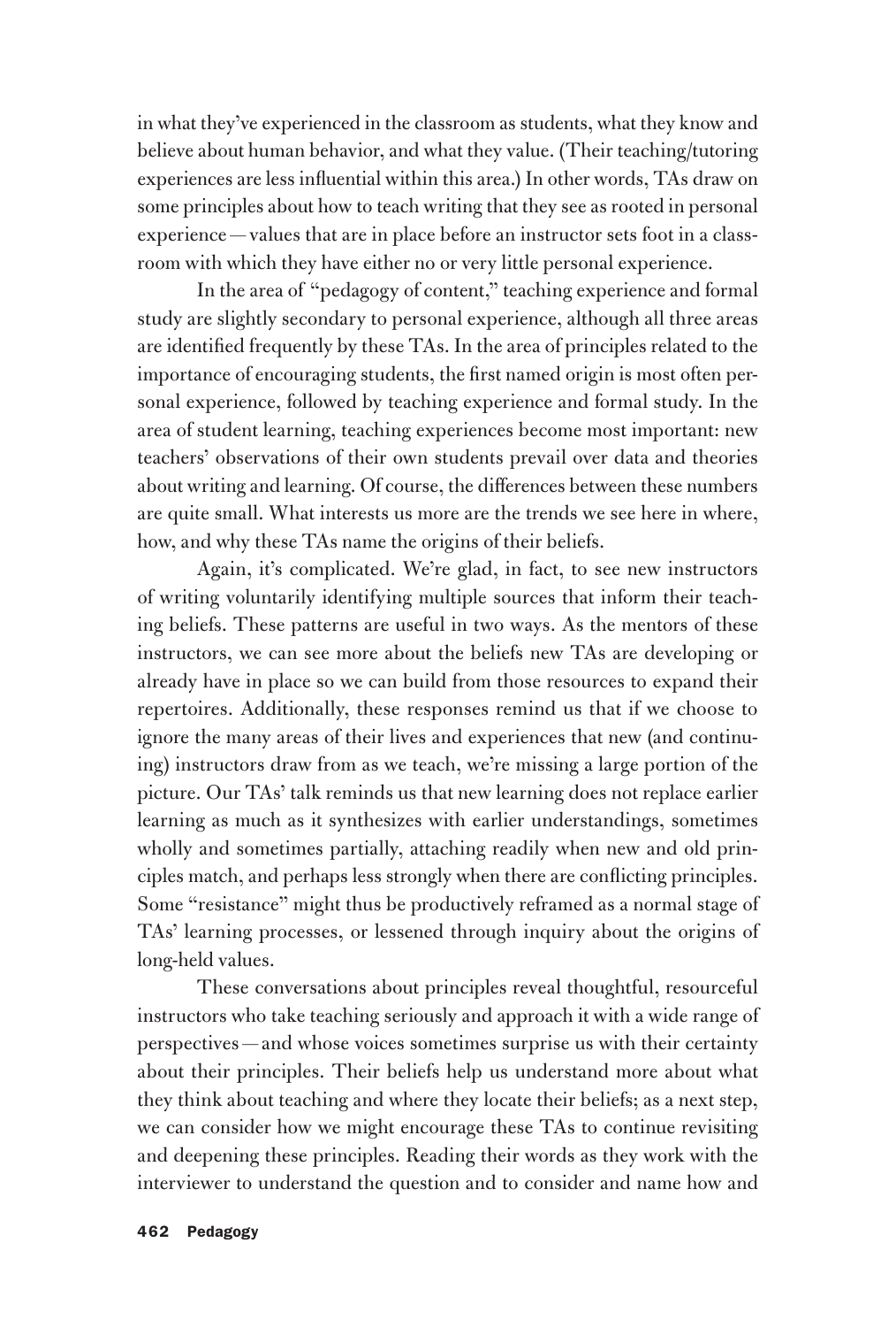in what they've experienced in the classroom as students, what they know and believe about human behavior, and what they value. (Their teaching/tutoring experiences are less influential within this area.) In other words, TAs draw on some principles about how to teach writing that they see as rooted in personal experience — values that are in place before an instructor sets foot in a classroom with which they have either no or very little personal experience.

In the area of "pedagogy of content," teaching experience and formal study are slightly secondary to personal experience, although all three areas are identified frequently by these TAs. In the area of principles related to the importance of encouraging students, the first named origin is most often personal experience, followed by teaching experience and formal study. In the area of student learning, teaching experiences become most important: new teachers' observations of their own students prevail over data and theories about writing and learning. Of course, the differences between these numbers are quite small. What interests us more are the trends we see here in where, how, and why these TAs name the origins of their beliefs.

Again, it's complicated. We're glad, in fact, to see new instructors of writing voluntarily identifying multiple sources that inform their teaching beliefs. These patterns are useful in two ways. As the mentors of these instructors, we can see more about the beliefs new TAs are developing or already have in place so we can build from those resources to expand their repertoires. Additionally, these responses remind us that if we choose to ignore the many areas of their lives and experiences that new (and continuing) instructors draw from as we teach, we're missing a large portion of the picture. Our TAs' talk reminds us that new learning does not replace earlier learning as much as it synthesizes with earlier understandings, sometimes wholly and sometimes partially, attaching readily when new and old principles match, and perhaps less strongly when there are conflicting principles. Some "resistance" might thus be productively reframed as a normal stage of TAs' learning processes, or lessened through inquiry about the origins of long-held values.

These conversations about principles reveal thoughtful, resourceful instructors who take teaching seriously and approach it with a wide range of perspectives — and whose voices sometimes surprise us with their certainty about their principles. Their beliefs help us understand more about what they think about teaching and where they locate their beliefs; as a next step, we can consider how we might encourage these TAs to continue revisiting and deepening these principles. Reading their words as they work with the interviewer to understand the question and to consider and name how and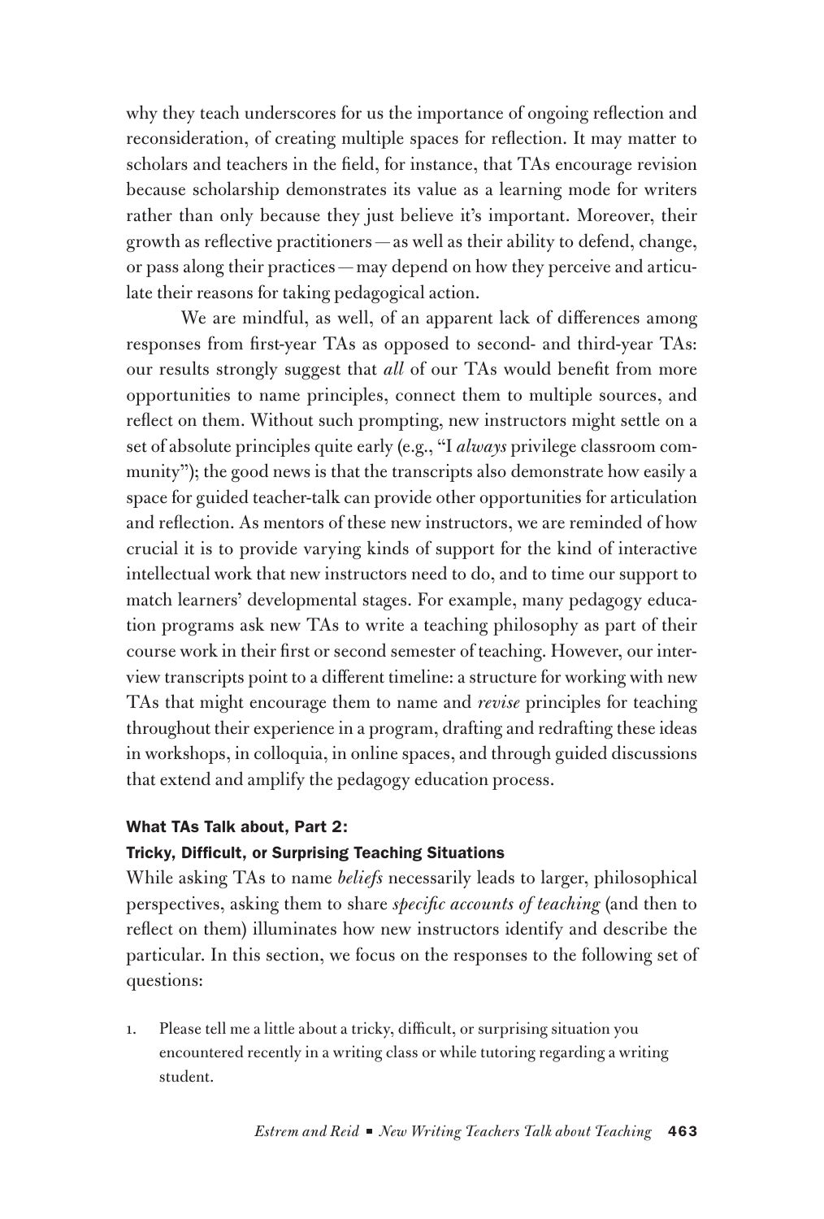why they teach underscores for us the importance of ongoing reflection and reconsideration, of creating multiple spaces for reflection. It may matter to scholars and teachers in the field, for instance, that TAs encourage revision because scholarship demonstrates its value as a learning mode for writers rather than only because they just believe it's important. Moreover, their growth as reflective practitioners—as well as their ability to defend, change, or pass along their practices—may depend on how they perceive and articulate their reasons for taking pedagogical action.

We are mindful, as well, of an apparent lack of differences among responses from first-year TAs as opposed to second- and third-year TAs: our results strongly suggest that *all* of our TAs would benefit from more opportunities to name principles, connect them to multiple sources, and reflect on them. Without such prompting, new instructors might settle on a set of absolute principles quite early (e.g., "I *always* privilege classroom community"); the good news is that the transcripts also demonstrate how easily a space for guided teacher-talk can provide other opportunities for articulation and reflection. As mentors of these new instructors, we are reminded of how crucial it is to provide varying kinds of support for the kind of interactive intellectual work that new instructors need to do, and to time our support to match learners' developmental stages. For example, many pedagogy education programs ask new TAs to write a teaching philosophy as part of their course work in their first or second semester of teaching. However, our interview transcripts point to a different timeline: a structure for working with new TAs that might encourage them to name and *revise* principles for teaching throughout their experience in a program, drafting and redrafting these ideas in workshops, in colloquia, in online spaces, and through guided discussions that extend and amplify the pedagogy education process.

### What TAs Talk about, Part 2:
### Tricky, Difficult, or Surprising Teaching Situations

While asking TAs to name *beliefs* necessarily leads to larger, philosophical perspectives, asking them to share *specific accounts of teaching* (and then to reflect on them) illuminates how new instructors identify and describe the particular. In this section, we focus on the responses to the following set of questions:

1. Please tell me a little about a tricky, difficult, or surprising situation you encountered recently in a writing class or while tutoring regarding a writing student.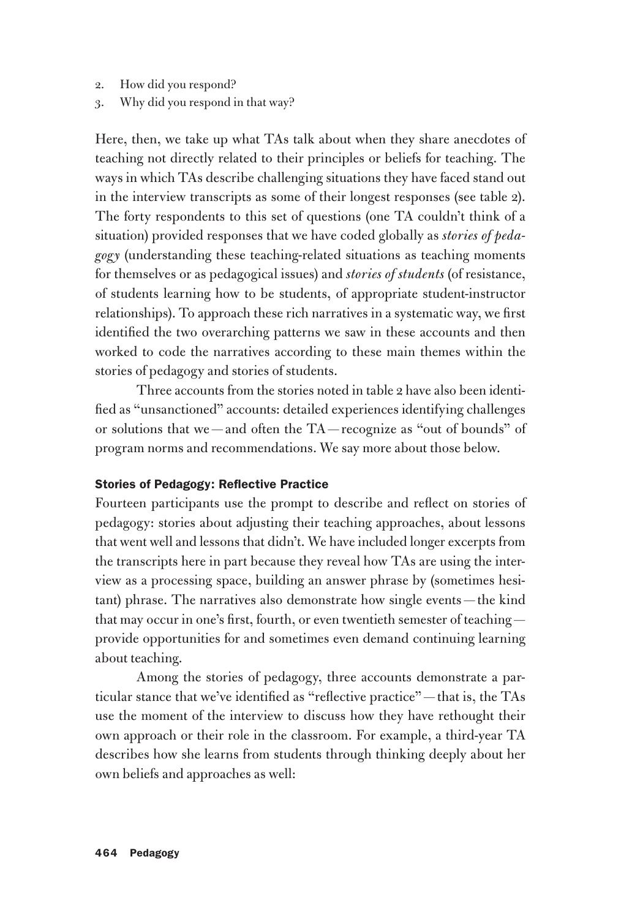2. How did you respond?
3. Why did you respond in that way?

Here, then, we take up what TAs talk about when they share anecdotes of teaching not directly related to their principles or beliefs for teaching. The ways in which TAs describe challenging situations they have faced stand out in the interview transcripts as some of their longest responses (see table 2). The forty respondents to this set of questions (one TA couldn't think of a situation) provided responses that we have coded globally as *stories of pedagogy* (understanding these teaching-related situations as teaching moments for themselves or as pedagogical issues) and *stories of students* (of resistance, of students learning how to be students, of appropriate student-instructor relationships). To approach these rich narratives in a systematic way, we first identified the two overarching patterns we saw in these accounts and then worked to code the narratives according to these main themes within the stories of pedagogy and stories of students.

Three accounts from the stories noted in table 2 have also been identified as "unsanctioned" accounts: detailed experiences identifying challenges or solutions that we—and often the TA—recognize as "out of bounds" of program norms and recommendations. We say more about those below.

### Stories of Pedagogy: Reflective Practice

Fourteen participants use the prompt to describe and reflect on stories of pedagogy: stories about adjusting their teaching approaches, about lessons that went well and lessons that didn't. We have included longer excerpts from the transcripts here in part because they reveal how TAs are using the interview as a processing space, building an answer phrase by (sometimes hesitant) phrase. The narratives also demonstrate how single events—the kind that may occur in one's first, fourth, or even twentieth semester of teaching—provide opportunities for and sometimes even demand continuing learning about teaching.

Among the stories of pedagogy, three accounts demonstrate a particular stance that we've identified as "reflective practice"—that is, the TAs use the moment of the interview to discuss how they have rethought their own approach or their role in the classroom. For example, a third-year TA describes how she learns from students through thinking deeply about her own beliefs and approaches as well: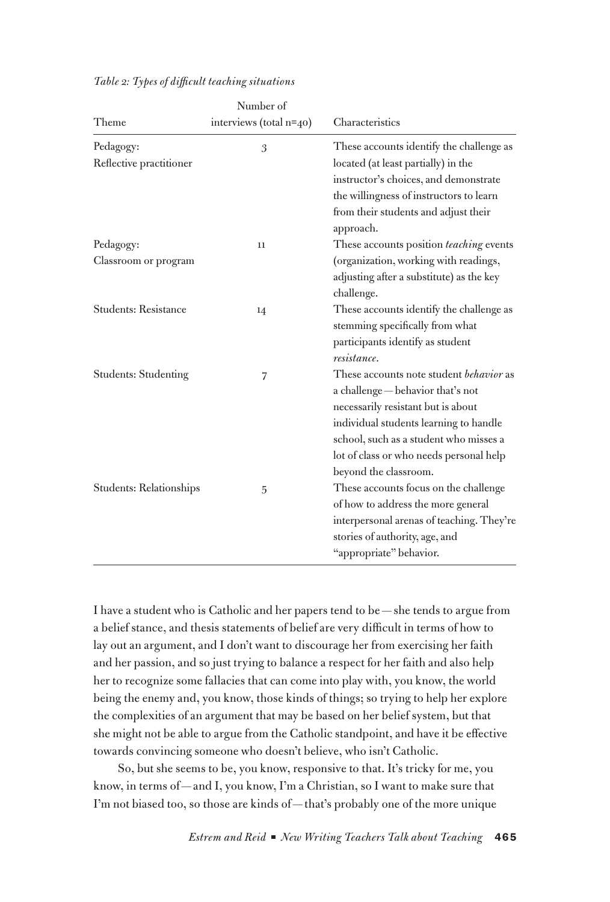*Table 2: Types of difficult teaching situations*

| Theme | Number of interviews (total n=40) | Characteristics |
|---|---|---|
| Pedagogy: Reflective practitioner | 3 | These accounts identify the challenge as located (at least partially) in the instructor's choices, and demonstrate the willingness of instructors to learn from their students and adjust their approach. |
| Pedagogy: Classroom or program | 11 | These accounts position *teaching* events (organization, working with readings, adjusting after a substitute) as the key challenge. |
| Students: Resistance | 14 | These accounts identify the challenge as stemming specifically from what participants identify as student *resistance*. |
| Students: Studenting | 7 | These accounts note student *behavior* as a challenge — behavior that's not necessarily resistant but is about individual students learning to handle school, such as a student who misses a lot of class or who needs personal help beyond the classroom. |
| Students: Relationships | 5 | These accounts focus on the challenge of how to address the more general interpersonal arenas of teaching. They're stories of authority, age, and "appropriate" behavior. |

I have a student who is Catholic and her papers tend to be — she tends to argue from a belief stance, and thesis statements of belief are very difficult in terms of how to lay out an argument, and I don't want to discourage her from exercising her faith and her passion, and so just trying to balance a respect for her faith and also help her to recognize some fallacies that can come into play with, you know, the world being the enemy and, you know, those kinds of things; so trying to help her explore the complexities of an argument that may be based on her belief system, but that she might not be able to argue from the Catholic standpoint, and have it be effective towards convincing someone who doesn't believe, who isn't Catholic.

So, but she seems to be, you know, responsive to that. It's tricky for me, you know, in terms of — and I, you know, I'm a Christian, so I want to make sure that I'm not biased too, so those are kinds of — that's probably one of the more unique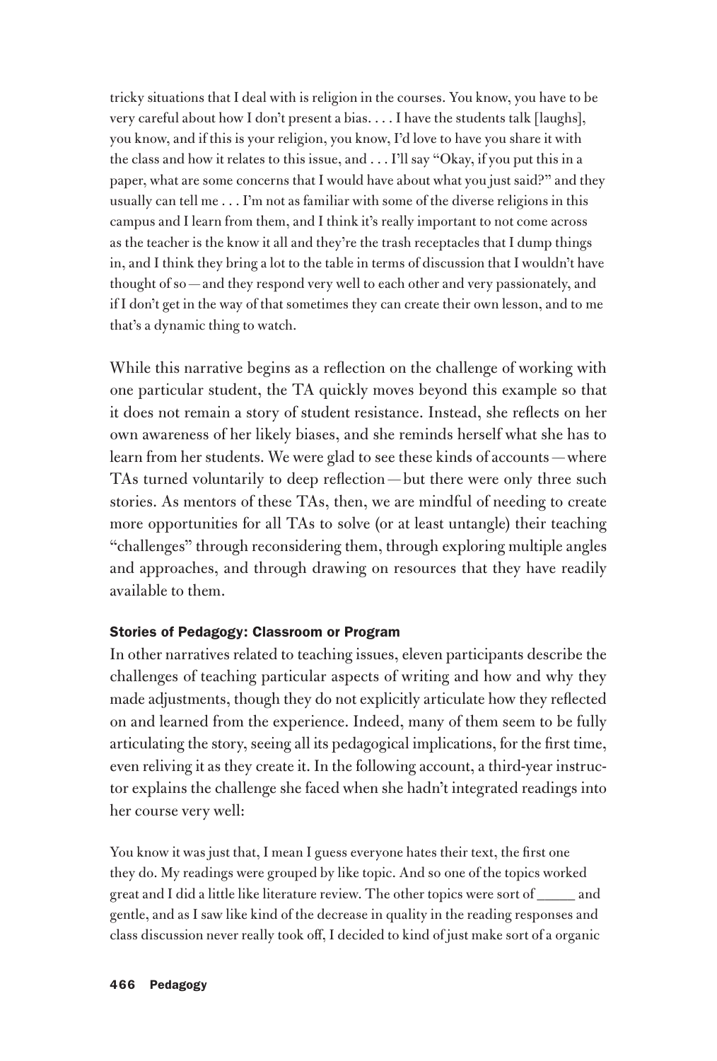tricky situations that I deal with is religion in the courses. You know, you have to be very careful about how I don't present a bias. . . . I have the students talk [laughs], you know, and if this is your religion, you know, I'd love to have you share it with the class and how it relates to this issue, and . . . I'll say "Okay, if you put this in a paper, what are some concerns that I would have about what you just said?" and they usually can tell me . . . I'm not as familiar with some of the diverse religions in this campus and I learn from them, and I think it's really important to not come across as the teacher is the know it all and they're the trash receptacles that I dump things in, and I think they bring a lot to the table in terms of discussion that I wouldn't have thought of so — and they respond very well to each other and very passionately, and if I don't get in the way of that sometimes they can create their own lesson, and to me that's a dynamic thing to watch.

While this narrative begins as a reflection on the challenge of working with one particular student, the TA quickly moves beyond this example so that it does not remain a story of student resistance. Instead, she reflects on her own awareness of her likely biases, and she reminds herself what she has to learn from her students. We were glad to see these kinds of accounts — where TAs turned voluntarily to deep reflection — but there were only three such stories. As mentors of these TAs, then, we are mindful of needing to create more opportunities for all TAs to solve (or at least untangle) their teaching "challenges" through reconsidering them, through exploring multiple angles and approaches, and through drawing on resources that they have readily available to them.

### Stories of Pedagogy: Classroom or Program

In other narratives related to teaching issues, eleven participants describe the challenges of teaching particular aspects of writing and how and why they made adjustments, though they do not explicitly articulate how they reflected on and learned from the experience. Indeed, many of them seem to be fully articulating the story, seeing all its pedagogical implications, for the first time, even reliving it as they create it. In the following account, a third-year instructor explains the challenge she faced when she hadn't integrated readings into her course very well:

You know it was just that, I mean I guess everyone hates their text, the first one they do. My readings were grouped by like topic. And so one of the topics worked great and I did a little like literature review. The other topics were sort of _____ and gentle, and as I saw like kind of the decrease in quality in the reading responses and class discussion never really took off, I decided to kind of just make sort of a organic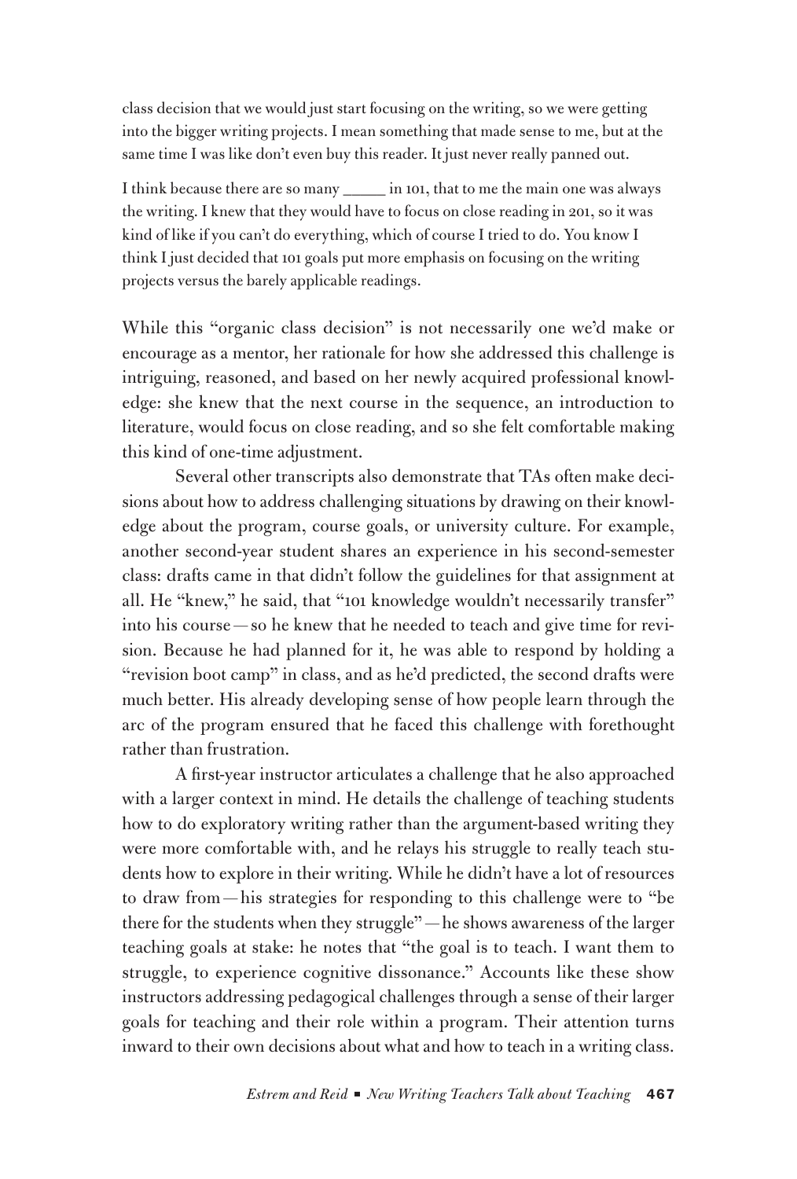class decision that we would just start focusing on the writing, so we were getting into the bigger writing projects. I mean something that made sense to me, but at the same time I was like don't even buy this reader. It just never really panned out.

I think because there are so many _____ in 101, that to me the main one was always the writing. I knew that they would have to focus on close reading in 201, so it was kind of like if you can't do everything, which of course I tried to do. You know I think I just decided that 101 goals put more emphasis on focusing on the writing projects versus the barely applicable readings.

While this "organic class decision" is not necessarily one we'd make or encourage as a mentor, her rationale for how she addressed this challenge is intriguing, reasoned, and based on her newly acquired professional knowledge: she knew that the next course in the sequence, an introduction to literature, would focus on close reading, and so she felt comfortable making this kind of one-time adjustment.

Several other transcripts also demonstrate that TAs often make decisions about how to address challenging situations by drawing on their knowledge about the program, course goals, or university culture. For example, another second-year student shares an experience in his second-semester class: drafts came in that didn't follow the guidelines for that assignment at all. He "knew," he said, that "101 knowledge wouldn't necessarily transfer" into his course—so he knew that he needed to teach and give time for revision. Because he had planned for it, he was able to respond by holding a "revision boot camp" in class, and as he'd predicted, the second drafts were much better. His already developing sense of how people learn through the arc of the program ensured that he faced this challenge with forethought rather than frustration.

A first-year instructor articulates a challenge that he also approached with a larger context in mind. He details the challenge of teaching students how to do exploratory writing rather than the argument-based writing they were more comfortable with, and he relays his struggle to really teach students how to explore in their writing. While he didn't have a lot of resources to draw from—his strategies for responding to this challenge were to "be there for the students when they struggle"—he shows awareness of the larger teaching goals at stake: he notes that "the goal is to teach. I want them to struggle, to experience cognitive dissonance." Accounts like these show instructors addressing pedagogical challenges through a sense of their larger goals for teaching and their role within a program. Their attention turns inward to their own decisions about what and how to teach in a writing class.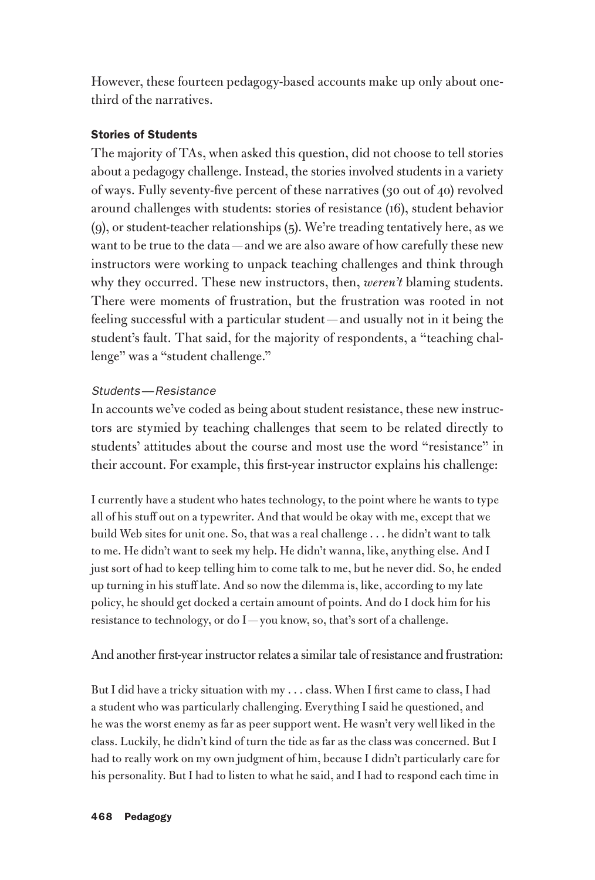However, these fourteen pedagogy-based accounts make up only about one-third of the narratives.

### Stories of Students

The majority of TAs, when asked this question, did not choose to tell stories about a pedagogy challenge. Instead, the stories involved students in a variety of ways. Fully seventy-five percent of these narratives (30 out of 40) revolved around challenges with students: stories of resistance (16), student behavior (9), or student-teacher relationships (5). We're treading tentatively here, as we want to be true to the data—and we are also aware of how carefully these new instructors were working to unpack teaching challenges and think through why they occurred. These new instructors, then, *weren't* blaming students. There were moments of frustration, but the frustration was rooted in not feeling successful with a particular student—and usually not in it being the student's fault. That said, for the majority of respondents, a "teaching challenge" was a "student challenge."

#### *Students—Resistance*

In accounts we've coded as being about student resistance, these new instructors are stymied by teaching challenges that seem to be related directly to students' attitudes about the course and most use the word "resistance" in their account. For example, this first-year instructor explains his challenge:

> I currently have a student who hates technology, to the point where he wants to type all of his stuff out on a typewriter. And that would be okay with me, except that we build Web sites for unit one. So, that was a real challenge . . . he didn't want to talk to me. He didn't want to seek my help. He didn't wanna, like, anything else. And I just sort of had to keep telling him to come talk to me, but he never did. So, he ended up turning in his stuff late. And so now the dilemma is, like, according to my late policy, he should get docked a certain amount of points. And do I dock him for his resistance to technology, or do I—you know, so, that's sort of a challenge.

And another first-year instructor relates a similar tale of resistance and frustration:

> But I did have a tricky situation with my . . . class. When I first came to class, I had a student who was particularly challenging. Everything I said he questioned, and he was the worst enemy as far as peer support went. He wasn't very well liked in the class. Luckily, he didn't kind of turn the tide as far as the class was concerned. But I had to really work on my own judgment of him, because I didn't particularly care for his personality. But I had to listen to what he said, and I had to respond each time in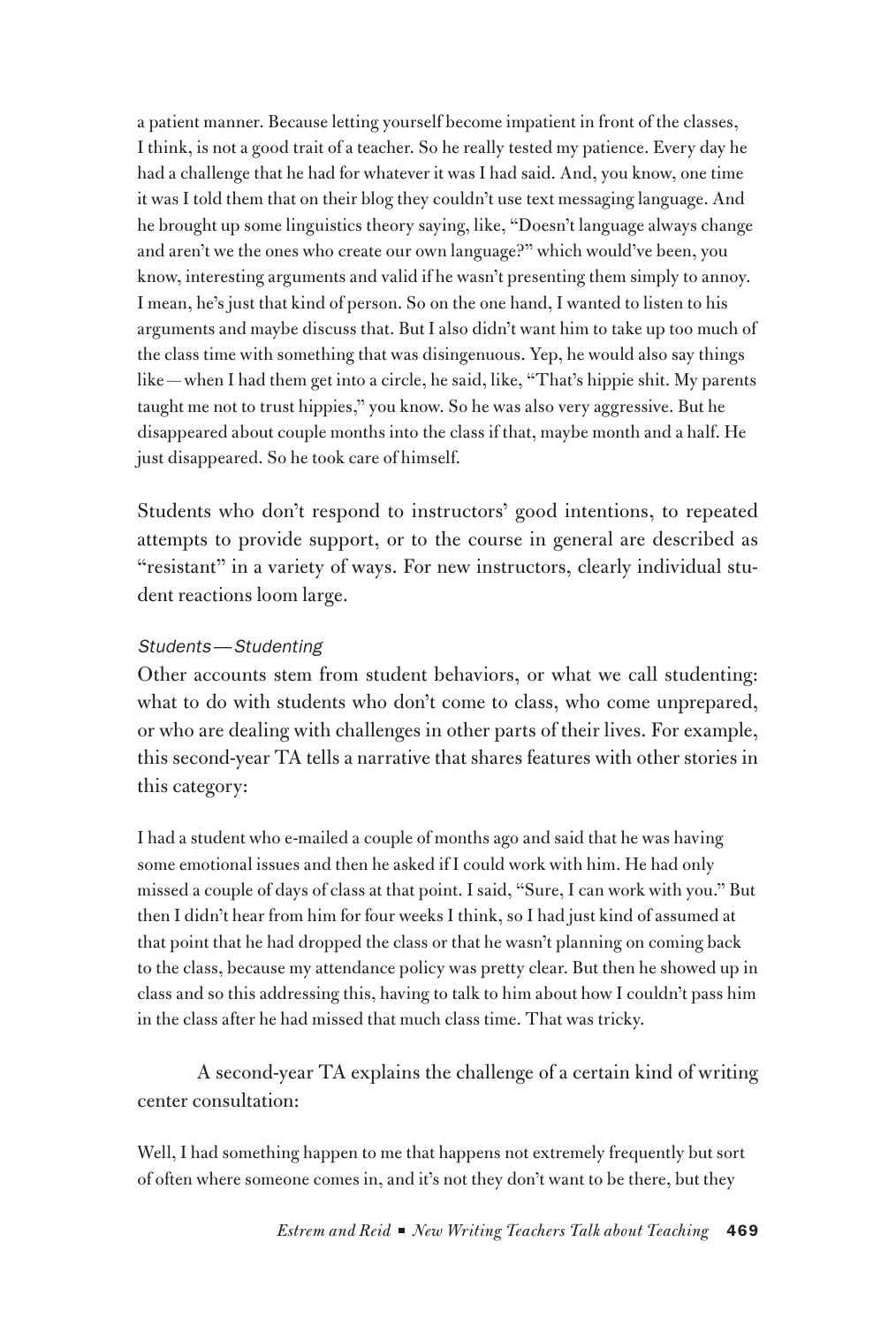a patient manner. Because letting yourself become impatient in front of the classes, I think, is not a good trait of a teacher. So he really tested my patience. Every day he had a challenge that he had for whatever it was I had said. And, you know, one time it was I told them that on their blog they couldn't use text messaging language. And he brought up some linguistics theory saying, like, "Doesn't language always change and aren't we the ones who create our own language?" which would've been, you know, interesting arguments and valid if he wasn't presenting them simply to annoy. I mean, he's just that kind of person. So on the one hand, I wanted to listen to his arguments and maybe discuss that. But I also didn't want him to take up too much of the class time with something that was disingenuous. Yep, he would also say things like—when I had them get into a circle, he said, like, "That's hippie shit. My parents taught me not to trust hippies," you know. So he was also very aggressive. But he disappeared about couple months into the class if that, maybe month and a half. He just disappeared. So he took care of himself.

Students who don't respond to instructors' good intentions, to repeated attempts to provide support, or to the course in general are described as "resistant" in a variety of ways. For new instructors, clearly individual student reactions loom large.

### *Students—Studenting*

Other accounts stem from student behaviors, or what we call studenting: what to do with students who don't come to class, who come unprepared, or who are dealing with challenges in other parts of their lives. For example, this second-year TA tells a narrative that shares features with other stories in this category:

I had a student who e-mailed a couple of months ago and said that he was having some emotional issues and then he asked if I could work with him. He had only missed a couple of days of class at that point. I said, "Sure, I can work with you." But then I didn't hear from him for four weeks I think, so I had just kind of assumed at that point that he had dropped the class or that he wasn't planning on coming back to the class, because my attendance policy was pretty clear. But then he showed up in class and so this addressing this, having to talk to him about how I couldn't pass him in the class after he had missed that much class time. That was tricky.

A second-year TA explains the challenge of a certain kind of writing center consultation:

Well, I had something happen to me that happens not extremely frequently but sort of often where someone comes in, and it's not they don't want to be there, but they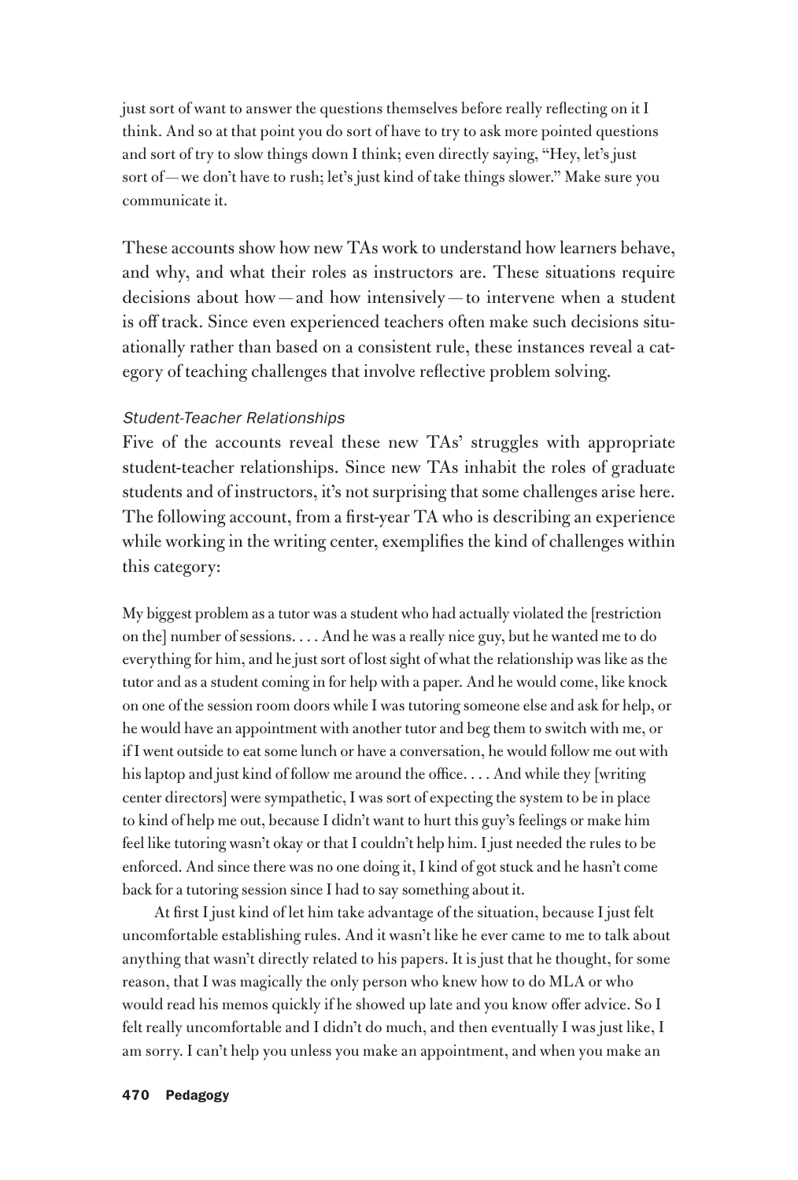> just sort of want to answer the questions themselves before really reflecting on it I think. And so at that point you do sort of have to try to ask more pointed questions and sort of try to slow things down I think; even directly saying, "Hey, let's just sort of—we don't have to rush; let's just kind of take things slower." Make sure you communicate it.

These accounts show how new TAs work to understand how learners behave, and why, and what their roles as instructors are. These situations require decisions about how—and how intensively—to intervene when a student is off track. Since even experienced teachers often make such decisions situationally rather than based on a consistent rule, these instances reveal a category of teaching challenges that involve reflective problem solving.

### *Student-Teacher Relationships*

Five of the accounts reveal these new TAs' struggles with appropriate student-teacher relationships. Since new TAs inhabit the roles of graduate students and of instructors, it's not surprising that some challenges arise here. The following account, from a first-year TA who is describing an experience while working in the writing center, exemplifies the kind of challenges within this category:

> My biggest problem as a tutor was a student who had actually violated the [restriction on the] number of sessions. . . . And he was a really nice guy, but he wanted me to do everything for him, and he just sort of lost sight of what the relationship was like as the tutor and as a student coming in for help with a paper. And he would come, like knock on one of the session room doors while I was tutoring someone else and ask for help, or he would have an appointment with another tutor and beg them to switch with me, or if I went outside to eat some lunch or have a conversation, he would follow me out with his laptop and just kind of follow me around the office. . . . And while they [writing center directors] were sympathetic, I was sort of expecting the system to be in place to kind of help me out, because I didn't want to hurt this guy's feelings or make him feel like tutoring wasn't okay or that I couldn't help him. I just needed the rules to be enforced. And since there was no one doing it, I kind of got stuck and he hasn't come back for a tutoring session since I had to say something about it.
>
> At first I just kind of let him take advantage of the situation, because I just felt uncomfortable establishing rules. And it wasn't like he ever came to me to talk about anything that wasn't directly related to his papers. It is just that he thought, for some reason, that I was magically the only person who knew how to do MLA or who would read his memos quickly if he showed up late and you know offer advice. So I felt really uncomfortable and I didn't do much, and then eventually I was just like, I am sorry. I can't help you unless you make an appointment, and when you make an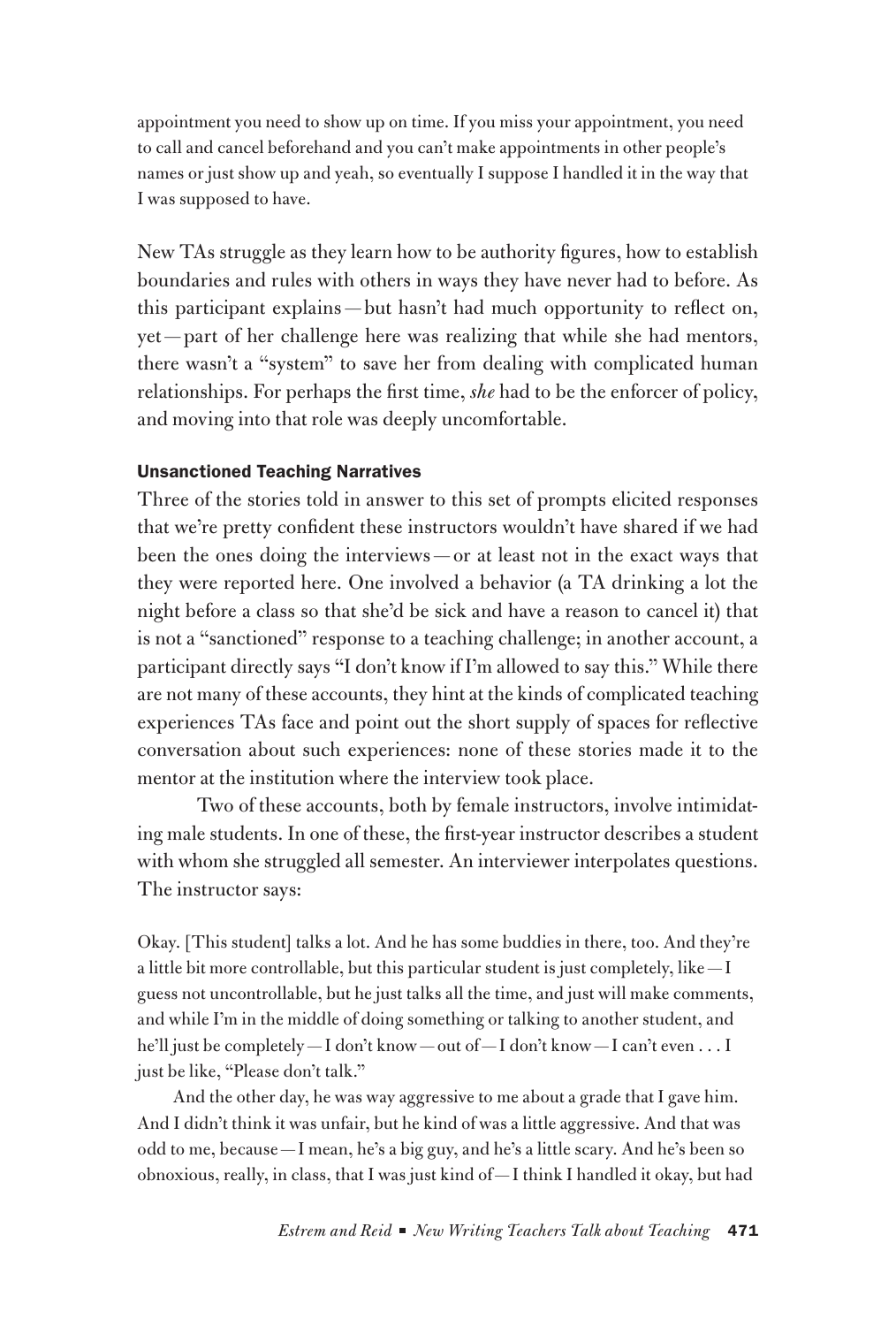appointment you need to show up on time. If you miss your appointment, you need to call and cancel beforehand and you can't make appointments in other people's names or just show up and yeah, so eventually I suppose I handled it in the way that I was supposed to have.

New TAs struggle as they learn how to be authority figures, how to establish boundaries and rules with others in ways they have never had to before. As this participant explains—but hasn't had much opportunity to reflect on, yet—part of her challenge here was realizing that while she had mentors, there wasn't a "system" to save her from dealing with complicated human relationships. For perhaps the first time, *she* had to be the enforcer of policy, and moving into that role was deeply uncomfortable.

### Unsanctioned Teaching Narratives

Three of the stories told in answer to this set of prompts elicited responses that we're pretty confident these instructors wouldn't have shared if we had been the ones doing the interviews—or at least not in the exact ways that they were reported here. One involved a behavior (a TA drinking a lot the night before a class so that she'd be sick and have a reason to cancel it) that is not a "sanctioned" response to a teaching challenge; in another account, a participant directly says "I don't know if I'm allowed to say this." While there are not many of these accounts, they hint at the kinds of complicated teaching experiences TAs face and point out the short supply of spaces for reflective conversation about such experiences: none of these stories made it to the mentor at the institution where the interview took place.

Two of these accounts, both by female instructors, involve intimidating male students. In one of these, the first-year instructor describes a student with whom she struggled all semester. An interviewer interpolates questions. The instructor says:

Okay. [This student] talks a lot. And he has some buddies in there, too. And they're a little bit more controllable, but this particular student is just completely, like—I guess not uncontrollable, but he just talks all the time, and just will make comments, and while I'm in the middle of doing something or talking to another student, and he'll just be completely—I don't know—out of—I don't know—I can't even . . . I just be like, "Please don't talk."

And the other day, he was way aggressive to me about a grade that I gave him. And I didn't think it was unfair, but he kind of was a little aggressive. And that was odd to me, because—I mean, he's a big guy, and he's a little scary. And he's been so obnoxious, really, in class, that I was just kind of—I think I handled it okay, but had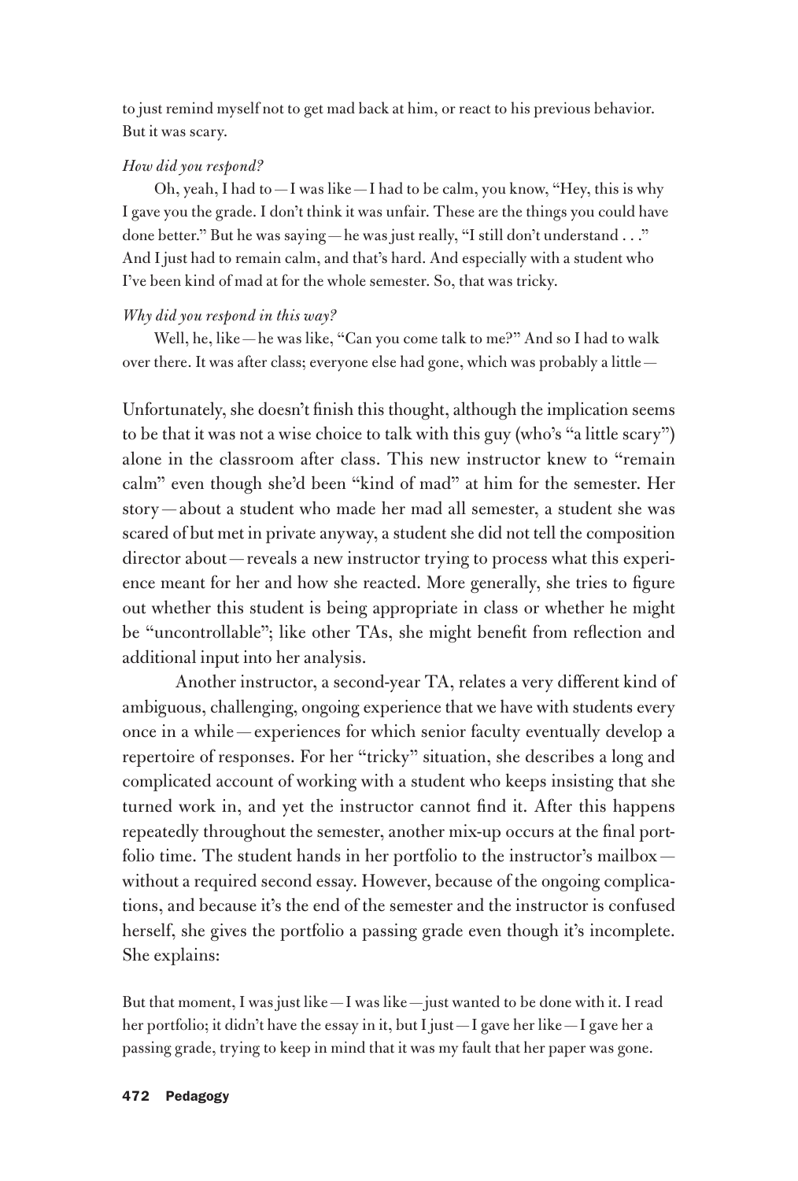to just remind myself not to get mad back at him, or react to his previous behavior. But it was scary.

*How did you respond?*

Oh, yeah, I had to — I was like — I had to be calm, you know, "Hey, this is why I gave you the grade. I don't think it was unfair. These are the things you could have done better." But he was saying — he was just really, "I still don't understand . . ." And I just had to remain calm, and that's hard. And especially with a student who I've been kind of mad at for the whole semester. So, that was tricky.

*Why did you respond in this way?*

Well, he, like — he was like, "Can you come talk to me?" And so I had to walk over there. It was after class; everyone else had gone, which was probably a little —

Unfortunately, she doesn't finish this thought, although the implication seems to be that it was not a wise choice to talk with this guy (who's "a little scary") alone in the classroom after class. This new instructor knew to "remain calm" even though she'd been "kind of mad" at him for the semester. Her story — about a student who made her mad all semester, a student she was scared of but met in private anyway, a student she did not tell the composition director about — reveals a new instructor trying to process what this experience meant for her and how she reacted. More generally, she tries to figure out whether this student is being appropriate in class or whether he might be "uncontrollable"; like other TAs, she might benefit from reflection and additional input into her analysis.

Another instructor, a second-year TA, relates a very different kind of ambiguous, challenging, ongoing experience that we have with students every once in a while — experiences for which senior faculty eventually develop a repertoire of responses. For her "tricky" situation, she describes a long and complicated account of working with a student who keeps insisting that she turned work in, and yet the instructor cannot find it. After this happens repeatedly throughout the semester, another mix-up occurs at the final portfolio time. The student hands in her portfolio to the instructor's mailbox — without a required second essay. However, because of the ongoing complications, and because it's the end of the semester and the instructor is confused herself, she gives the portfolio a passing grade even though it's incomplete. She explains:

But that moment, I was just like — I was like — just wanted to be done with it. I read her portfolio; it didn't have the essay in it, but I just — I gave her like — I gave her a passing grade, trying to keep in mind that it was my fault that her paper was gone.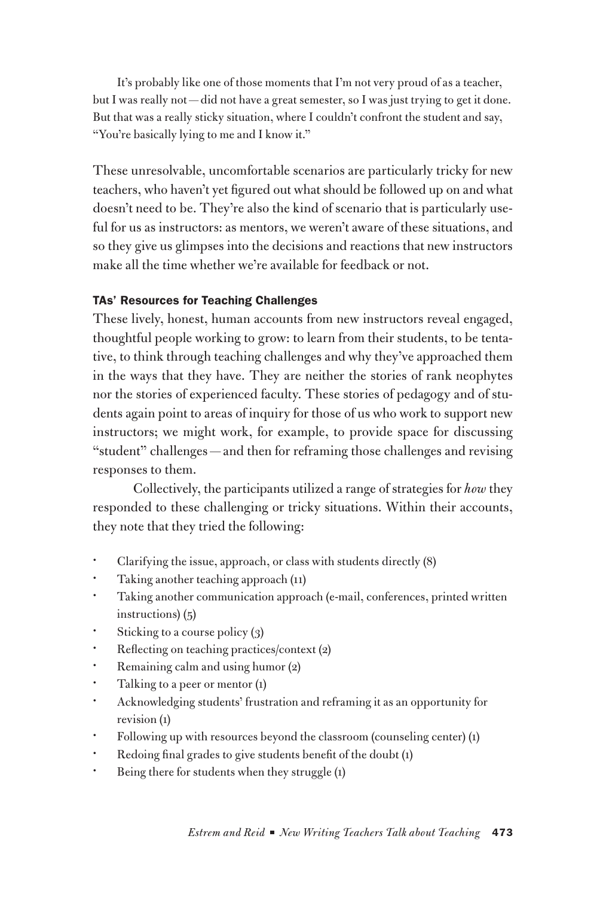> It's probably like one of those moments that I'm not very proud of as a teacher, but I was really not — did not have a great semester, so I was just trying to get it done. But that was a really sticky situation, where I couldn't confront the student and say, "You're basically lying to me and I know it."

These unresolvable, uncomfortable scenarios are particularly tricky for new teachers, who haven't yet figured out what should be followed up on and what doesn't need to be. They're also the kind of scenario that is particularly useful for us as instructors: as mentors, we weren't aware of these situations, and so they give us glimpses into the decisions and reactions that new instructors make all the time whether we're available for feedback or not.

### TAs' Resources for Teaching Challenges

These lively, honest, human accounts from new instructors reveal engaged, thoughtful people working to grow: to learn from their students, to be tentative, to think through teaching challenges and why they've approached them in the ways that they have. They are neither the stories of rank neophytes nor the stories of experienced faculty. These stories of pedagogy and of students again point to areas of inquiry for those of us who work to support new instructors; we might work, for example, to provide space for discussing "student" challenges — and then for reframing those challenges and revising responses to them.

Collectively, the participants utilized a range of strategies for *how* they responded to these challenging or tricky situations. Within their accounts, they note that they tried the following:

- Clarifying the issue, approach, or class with students directly (8)
- Taking another teaching approach (11)
- Taking another communication approach (e-mail, conferences, printed written instructions) (5)
- Sticking to a course policy (3)
- Reflecting on teaching practices/context (2)
- Remaining calm and using humor (2)
- Talking to a peer or mentor (1)
- Acknowledging students' frustration and reframing it as an opportunity for revision (1)
- Following up with resources beyond the classroom (counseling center) (1)
- Redoing final grades to give students benefit of the doubt (1)
- Being there for students when they struggle (1)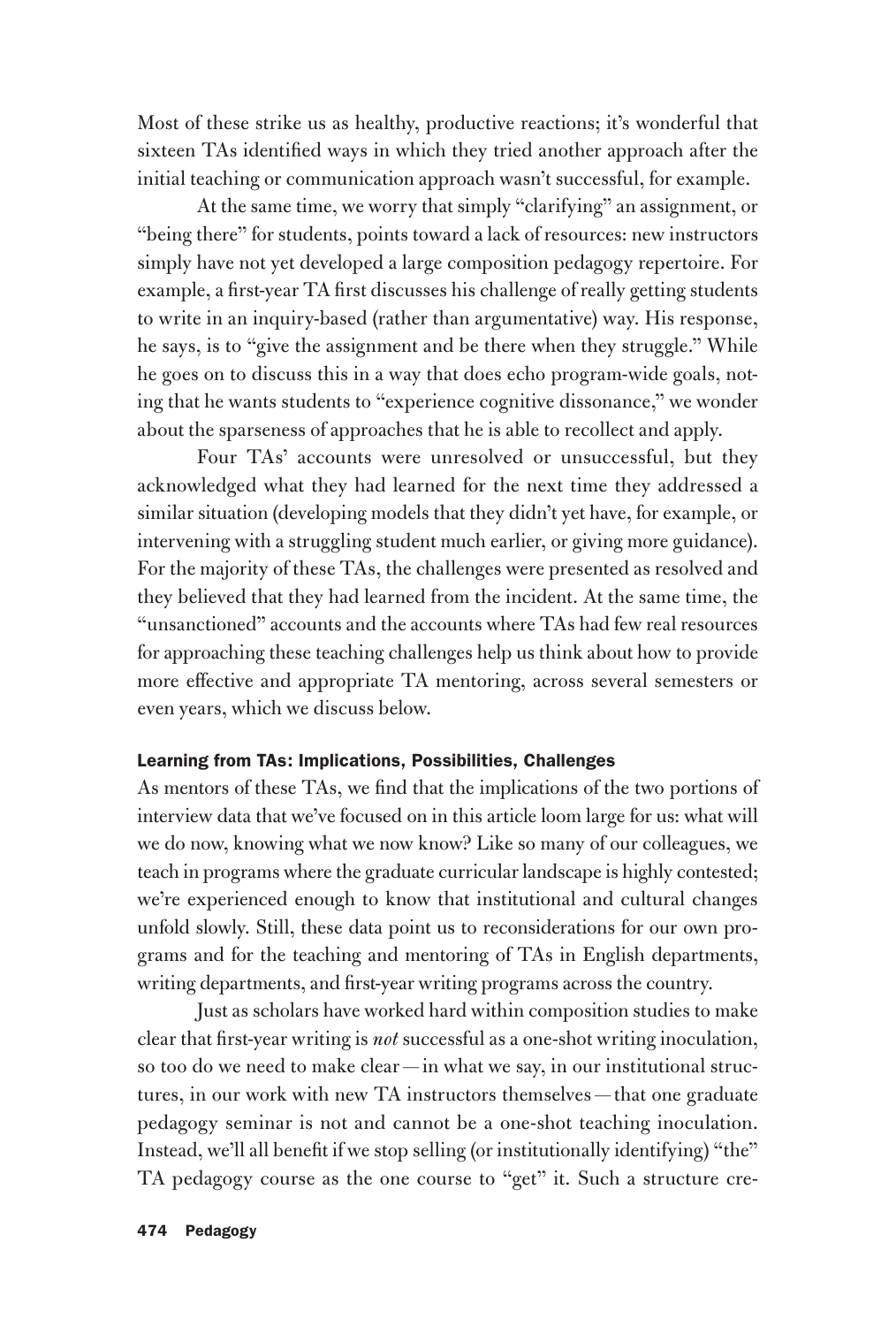Most of these strike us as healthy, productive reactions; it's wonderful that sixteen TAs identified ways in which they tried another approach after the initial teaching or communication approach wasn't successful, for example.

At the same time, we worry that simply "clarifying" an assignment, or "being there" for students, points toward a lack of resources: new instructors simply have not yet developed a large composition pedagogy repertoire. For example, a first-year TA first discusses his challenge of really getting students to write in an inquiry-based (rather than argumentative) way. His response, he says, is to "give the assignment and be there when they struggle." While he goes on to discuss this in a way that does echo program-wide goals, noting that he wants students to "experience cognitive dissonance," we wonder about the sparseness of approaches that he is able to recollect and apply.

Four TAs' accounts were unresolved or unsuccessful, but they acknowledged what they had learned for the next time they addressed a similar situation (developing models that they didn't yet have, for example, or intervening with a struggling student much earlier, or giving more guidance). For the majority of these TAs, the challenges were presented as resolved and they believed that they had learned from the incident. At the same time, the "unsanctioned" accounts and the accounts where TAs had few real resources for approaching these teaching challenges help us think about how to provide more effective and appropriate TA mentoring, across several semesters or even years, which we discuss below.

## Learning from TAs: Implications, Possibilities, Challenges

As mentors of these TAs, we find that the implications of the two portions of interview data that we've focused on in this article loom large for us: what will we do now, knowing what we now know? Like so many of our colleagues, we teach in programs where the graduate curricular landscape is highly contested; we're experienced enough to know that institutional and cultural changes unfold slowly. Still, these data point us to reconsiderations for our own programs and for the teaching and mentoring of TAs in English departments, writing departments, and first-year writing programs across the country.

Just as scholars have worked hard within composition studies to make clear that first-year writing is *not* successful as a one-shot writing inoculation, so too do we need to make clear—in what we say, in our institutional structures, in our work with new TA instructors themselves—that one graduate pedagogy seminar is not and cannot be a one-shot teaching inoculation. Instead, we'll all benefit if we stop selling (or institutionally identifying) "the" TA pedagogy course as the one course to "get" it. Such a structure cre-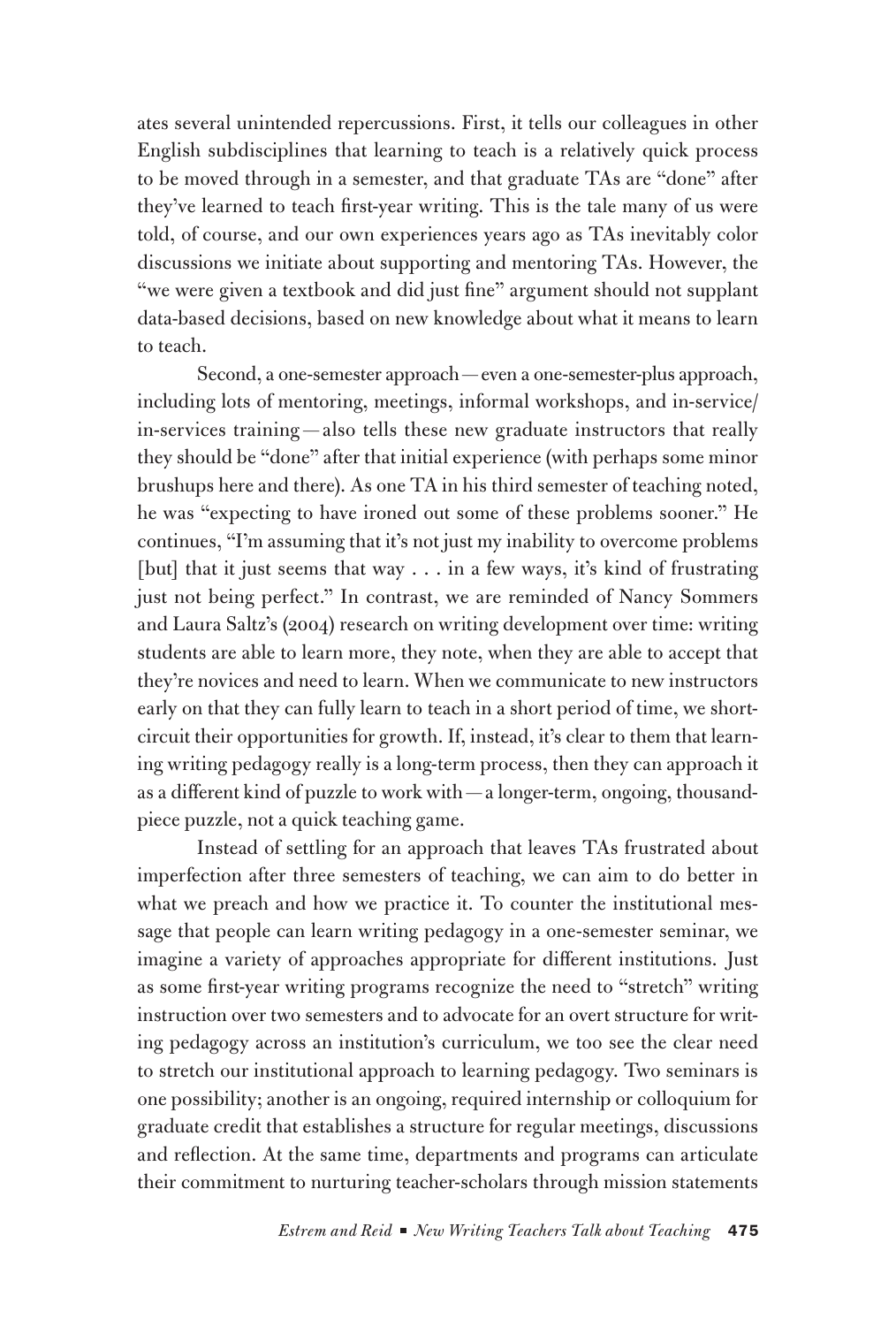ates several unintended repercussions. First, it tells our colleagues in other English subdisciplines that learning to teach is a relatively quick process to be moved through in a semester, and that graduate TAs are "done" after they've learned to teach first-year writing. This is the tale many of us were told, of course, and our own experiences years ago as TAs inevitably color discussions we initiate about supporting and mentoring TAs. However, the "we were given a textbook and did just fine" argument should not supplant data-based decisions, based on new knowledge about what it means to learn to teach.

Second, a one-semester approach—even a one-semester-plus approach, including lots of mentoring, meetings, informal workshops, and in-service/in-services training—also tells these new graduate instructors that really they should be "done" after that initial experience (with perhaps some minor brushups here and there). As one TA in his third semester of teaching noted, he was "expecting to have ironed out some of these problems sooner." He continues, "I'm assuming that it's not just my inability to overcome problems [but] that it just seems that way . . . in a few ways, it's kind of frustrating just not being perfect." In contrast, we are reminded of Nancy Sommers and Laura Saltz's (2004) research on writing development over time: writing students are able to learn more, they note, when they are able to accept that they're novices and need to learn. When we communicate to new instructors early on that they can fully learn to teach in a short period of time, we short-circuit their opportunities for growth. If, instead, it's clear to them that learning writing pedagogy really is a long-term process, then they can approach it as a different kind of puzzle to work with—a longer-term, ongoing, thousand-piece puzzle, not a quick teaching game.

Instead of settling for an approach that leaves TAs frustrated about imperfection after three semesters of teaching, we can aim to do better in what we preach and how we practice it. To counter the institutional message that people can learn writing pedagogy in a one-semester seminar, we imagine a variety of approaches appropriate for different institutions. Just as some first-year writing programs recognize the need to "stretch" writing instruction over two semesters and to advocate for an overt structure for writing pedagogy across an institution's curriculum, we too see the clear need to stretch our institutional approach to learning pedagogy. Two seminars is one possibility; another is an ongoing, required internship or colloquium for graduate credit that establishes a structure for regular meetings, discussions and reflection. At the same time, departments and programs can articulate their commitment to nurturing teacher-scholars through mission statements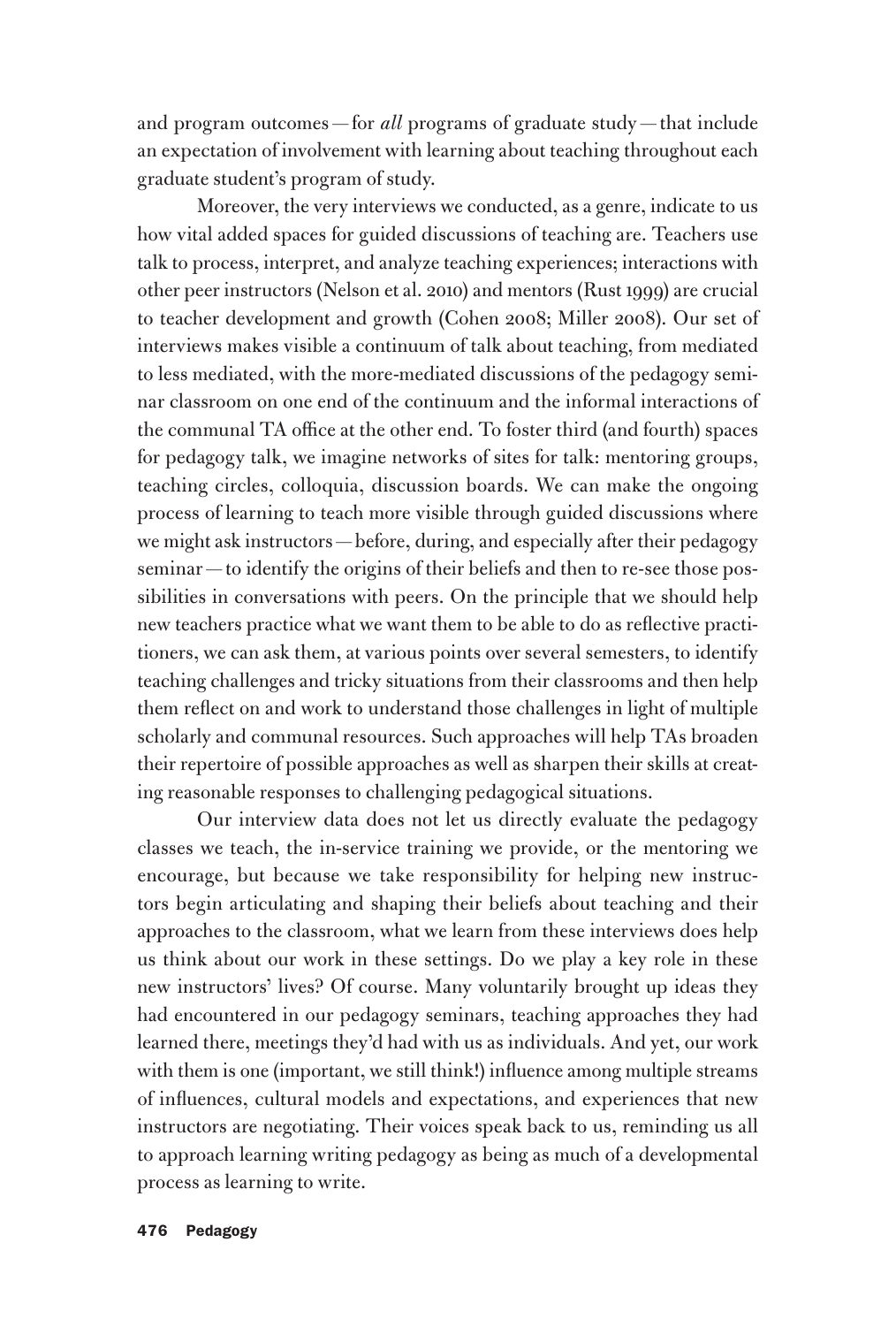and program outcomes — for *all* programs of graduate study — that include an expectation of involvement with learning about teaching throughout each graduate student's program of study.

Moreover, the very interviews we conducted, as a genre, indicate to us how vital added spaces for guided discussions of teaching are. Teachers use talk to process, interpret, and analyze teaching experiences; interactions with other peer instructors (Nelson et al. 2010) and mentors (Rust 1999) are crucial to teacher development and growth (Cohen 2008; Miller 2008). Our set of interviews makes visible a continuum of talk about teaching, from mediated to less mediated, with the more-mediated discussions of the pedagogy seminar classroom on one end of the continuum and the informal interactions of the communal TA office at the other end. To foster third (and fourth) spaces for pedagogy talk, we imagine networks of sites for talk: mentoring groups, teaching circles, colloquia, discussion boards. We can make the ongoing process of learning to teach more visible through guided discussions where we might ask instructors — before, during, and especially after their pedagogy seminar — to identify the origins of their beliefs and then to re-see those possibilities in conversations with peers. On the principle that we should help new teachers practice what we want them to be able to do as reflective practitioners, we can ask them, at various points over several semesters, to identify teaching challenges and tricky situations from their classrooms and then help them reflect on and work to understand those challenges in light of multiple scholarly and communal resources. Such approaches will help TAs broaden their repertoire of possible approaches as well as sharpen their skills at creating reasonable responses to challenging pedagogical situations.

Our interview data does not let us directly evaluate the pedagogy classes we teach, the in-service training we provide, or the mentoring we encourage, but because we take responsibility for helping new instructors begin articulating and shaping their beliefs about teaching and their approaches to the classroom, what we learn from these interviews does help us think about our work in these settings. Do we play a key role in these new instructors' lives? Of course. Many voluntarily brought up ideas they had encountered in our pedagogy seminars, teaching approaches they had learned there, meetings they'd had with us as individuals. And yet, our work with them is one (important, we still think!) influence among multiple streams of influences, cultural models and expectations, and experiences that new instructors are negotiating. Their voices speak back to us, reminding us all to approach learning writing pedagogy as being as much of a developmental process as learning to write.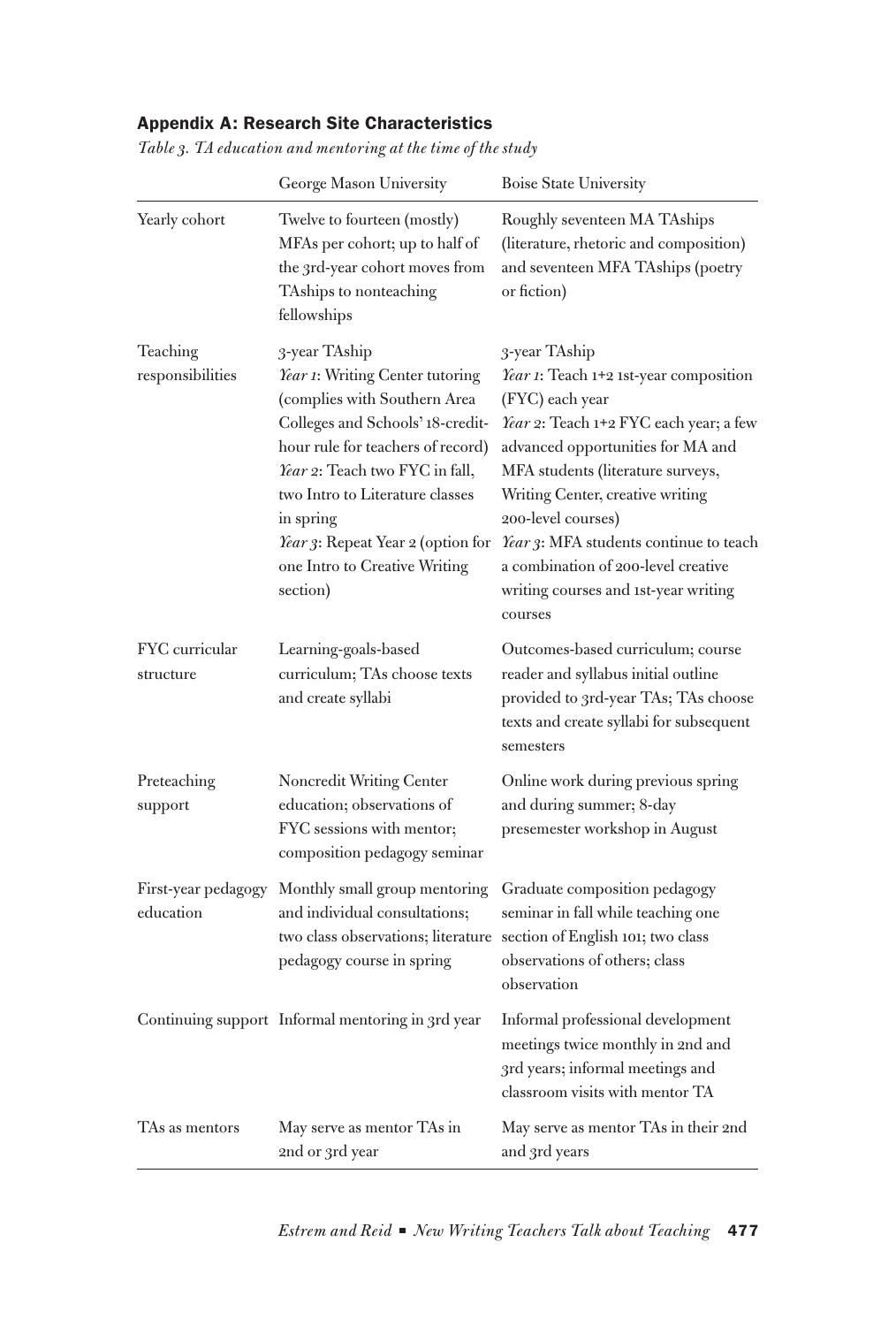## Appendix A: Research Site Characteristics

*Table 3. TA education and mentoring at the time of the study*

| | George Mason University | Boise State University |
|---|---|---|
| Yearly cohort | Twelve to fourteen (mostly) MFAs per cohort; up to half of the 3rd-year cohort moves from TAships to nonteaching fellowships | Roughly seventeen MA TAships (literature, rhetoric and composition) and seventeen MFA TAships (poetry or fiction) |
| Teaching responsibilities | 3-year TAship<br>*Year 1*: Writing Center tutoring (complies with Southern Area Colleges and Schools' 18-credit-hour rule for teachers of record)<br>*Year 2*: Teach two FYC in fall, two Intro to Literature classes in spring<br>*Year 3*: Repeat Year 2 (option for one Intro to Creative Writing section) | 3-year TAship<br>*Year 1*: Teach 1+2 1st-year composition (FYC) each year<br>*Year 2*: Teach 1+2 FYC each year; a few advanced opportunities for MA and MFA students (literature surveys, Writing Center, creative writing 200-level courses)<br>*Year 3*: MFA students continue to teach a combination of 200-level creative writing courses and 1st-year writing courses |
| FYC curricular structure | Learning-goals-based curriculum; TAs choose texts and create syllabi | Outcomes-based curriculum; course reader and syllabus initial outline provided to 3rd-year TAs; TAs choose texts and create syllabi for subsequent semesters |
| Preteaching support | Noncredit Writing Center education; observations of FYC sessions with mentor; composition pedagogy seminar | Online work during previous spring and during summer; 8-day presemester workshop in August |
| First-year pedagogy education | Monthly small group mentoring and individual consultations; two class observations; literature pedagogy course in spring | Graduate composition pedagogy seminar in fall while teaching one section of English 101; two class observations of others; class observation |
| Continuing support | Informal mentoring in 3rd year | Informal professional development meetings twice monthly in 2nd and 3rd years; informal meetings and classroom visits with mentor TA |
| TAs as mentors | May serve as mentor TAs in 2nd or 3rd year | May serve as mentor TAs in their 2nd and 3rd years |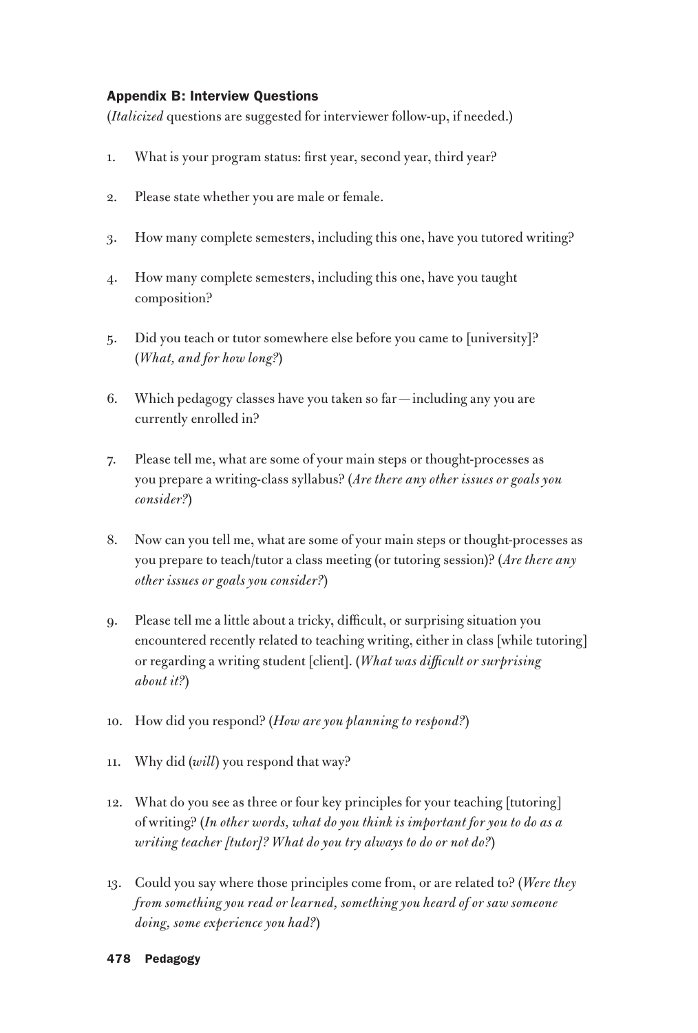## Appendix B: Interview Questions

(*Italicized* questions are suggested for interviewer follow-up, if needed.)

1. What is your program status: first year, second year, third year?

2. Please state whether you are male or female.

3. How many complete semesters, including this one, have you tutored writing?

4. How many complete semesters, including this one, have you taught composition?

5. Did you teach or tutor somewhere else before you came to [university]? (*What, and for how long?*)

6. Which pedagogy classes have you taken so far — including any you are currently enrolled in?

7. Please tell me, what are some of your main steps or thought-processes as you prepare a writing-class syllabus? (*Are there any other issues or goals you consider?*)

8. Now can you tell me, what are some of your main steps or thought-processes as you prepare to teach/tutor a class meeting (or tutoring session)? (*Are there any other issues or goals you consider?*)

9. Please tell me a little about a tricky, difficult, or surprising situation you encountered recently related to teaching writing, either in class [while tutoring] or regarding a writing student [client]. (*What was difficult or surprising about it?*)

10. How did you respond? (*How are you planning to respond?*)

11. Why did (*will*) you respond that way?

12. What do you see as three or four key principles for your teaching [tutoring] of writing? (*In other words, what do you think is important for you to do as a writing teacher [tutor]? What do you try always to do or not do?*)

13. Could you say where those principles come from, or are related to? (*Were they from something you read or learned, something you heard of or saw someone doing, some experience you had?*)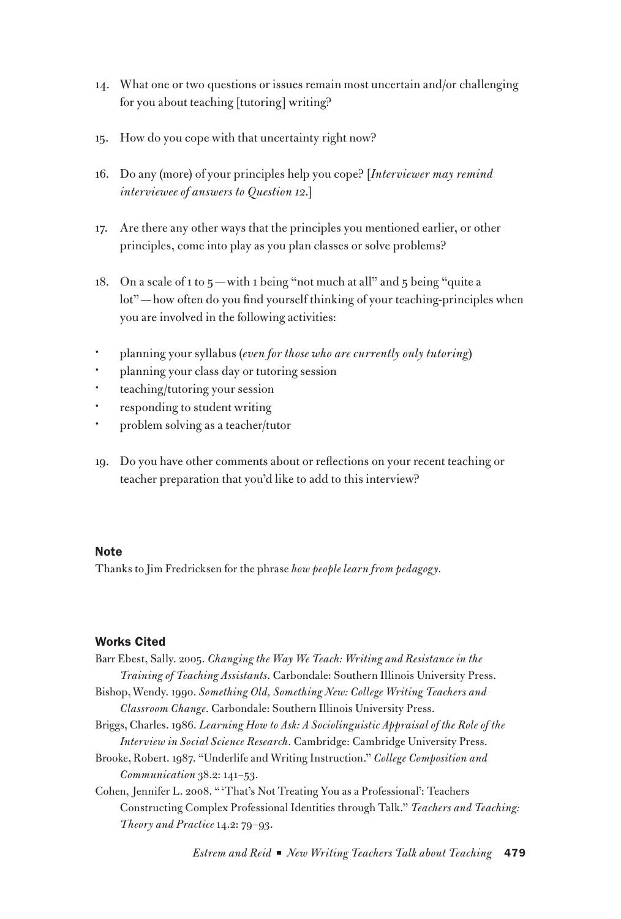14. What one or two questions or issues remain most uncertain and/or challenging for you about teaching [tutoring] writing?

15. How do you cope with that uncertainty right now?

16. Do any (more) of your principles help you cope? [*Interviewer may remind interviewee of answers to Question 12.*]

17. Are there any other ways that the principles you mentioned earlier, or other principles, come into play as you plan classes or solve problems?

18. On a scale of 1 to 5 — with 1 being "not much at all" and 5 being "quite a lot" — how often do you find yourself thinking of your teaching-principles when you are involved in the following activities:

- planning your syllabus (*even for those who are currently only tutoring*)
- planning your class day or tutoring session
- teaching/tutoring your session
- responding to student writing
- problem solving as a teacher/tutor

19. Do you have other comments about or reflections on your recent teaching or teacher preparation that you'd like to add to this interview?

### Note

Thanks to Jim Fredricksen for the phrase *how people learn from pedagogy*.

### Works Cited

Barr Ebest, Sally. 2005. *Changing the Way We Teach: Writing and Resistance in the Training of Teaching Assistants*. Carbondale: Southern Illinois University Press.

Bishop, Wendy. 1990. *Something Old, Something New: College Writing Teachers and Classroom Change*. Carbondale: Southern Illinois University Press.

Briggs, Charles. 1986. *Learning How to Ask: A Sociolinguistic Appraisal of the Role of the Interview in Social Science Research*. Cambridge: Cambridge University Press.

Brooke, Robert. 1987. "Underlife and Writing Instruction." *College Composition and Communication* 38.2: 141–53.

Cohen, Jennifer L. 2008. "'That's Not Treating You as a Professional': Teachers Constructing Complex Professional Identities through Talk." *Teachers and Teaching: Theory and Practice* 14.2: 79–93.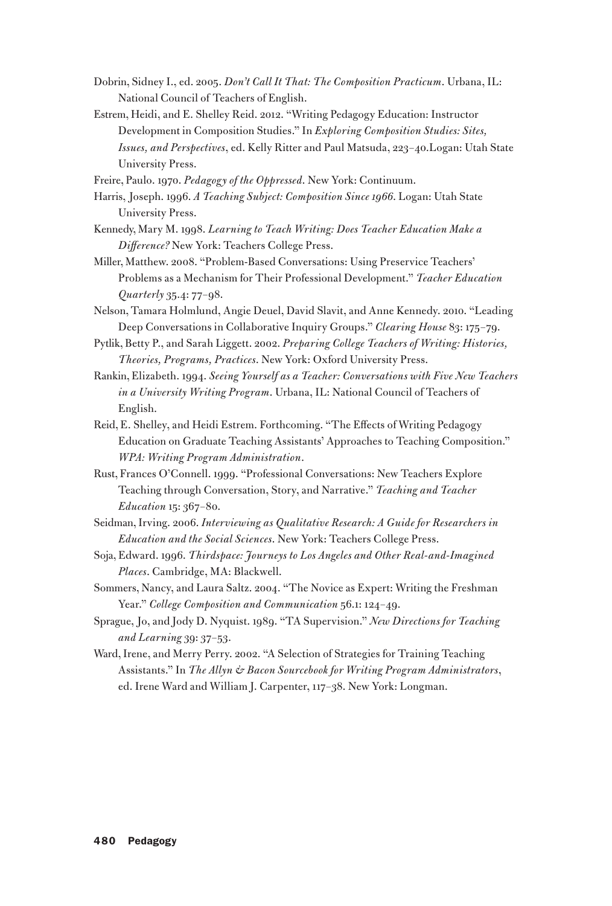Dobrin, Sidney I., ed. 2005. *Don't Call It That: The Composition Practicum*. Urbana, IL: National Council of Teachers of English.

Estrem, Heidi, and E. Shelley Reid. 2012. "Writing Pedagogy Education: Instructor Development in Composition Studies." In *Exploring Composition Studies: Sites, Issues, and Perspectives*, ed. Kelly Ritter and Paul Matsuda, 223–40.Logan: Utah State University Press.

Freire, Paulo. 1970. *Pedagogy of the Oppressed*. New York: Continuum.

Harris, Joseph. 1996. *A Teaching Subject: Composition Since 1966*. Logan: Utah State University Press.

Kennedy, Mary M. 1998. *Learning to Teach Writing: Does Teacher Education Make a Difference?* New York: Teachers College Press.

Miller, Matthew. 2008. "Problem-Based Conversations: Using Preservice Teachers' Problems as a Mechanism for Their Professional Development." *Teacher Education Quarterly* 35.4: 77–98.

Nelson, Tamara Holmlund, Angie Deuel, David Slavit, and Anne Kennedy. 2010. "Leading Deep Conversations in Collaborative Inquiry Groups." *Clearing House* 83: 175–79.

Pytlik, Betty P., and Sarah Liggett. 2002. *Preparing College Teachers of Writing: Histories, Theories, Programs, Practices*. New York: Oxford University Press.

Rankin, Elizabeth. 1994. *Seeing Yourself as a Teacher: Conversations with Five New Teachers in a University Writing Program*. Urbana, IL: National Council of Teachers of English.

Reid, E. Shelley, and Heidi Estrem. Forthcoming. "The Effects of Writing Pedagogy Education on Graduate Teaching Assistants' Approaches to Teaching Composition." *WPA: Writing Program Administration*.

Rust, Frances O'Connell. 1999. "Professional Conversations: New Teachers Explore Teaching through Conversation, Story, and Narrative." *Teaching and Teacher Education* 15: 367–80.

Seidman, Irving. 2006. *Interviewing as Qualitative Research: A Guide for Researchers in Education and the Social Sciences*. New York: Teachers College Press.

Soja, Edward. 1996. *Thirdspace: Journeys to Los Angeles and Other Real-and-Imagined Places*. Cambridge, MA: Blackwell.

Sommers, Nancy, and Laura Saltz. 2004. "The Novice as Expert: Writing the Freshman Year." *College Composition and Communication* 56.1: 124–49.

Sprague, Jo, and Jody D. Nyquist. 1989. "TA Supervision." *New Directions for Teaching and Learning* 39: 37–53.

Ward, Irene, and Merry Perry. 2002. "A Selection of Strategies for Training Teaching Assistants." In *The Allyn & Bacon Sourcebook for Writing Program Administrators*, ed. Irene Ward and William J. Carpenter, 117–38. New York: Longman.